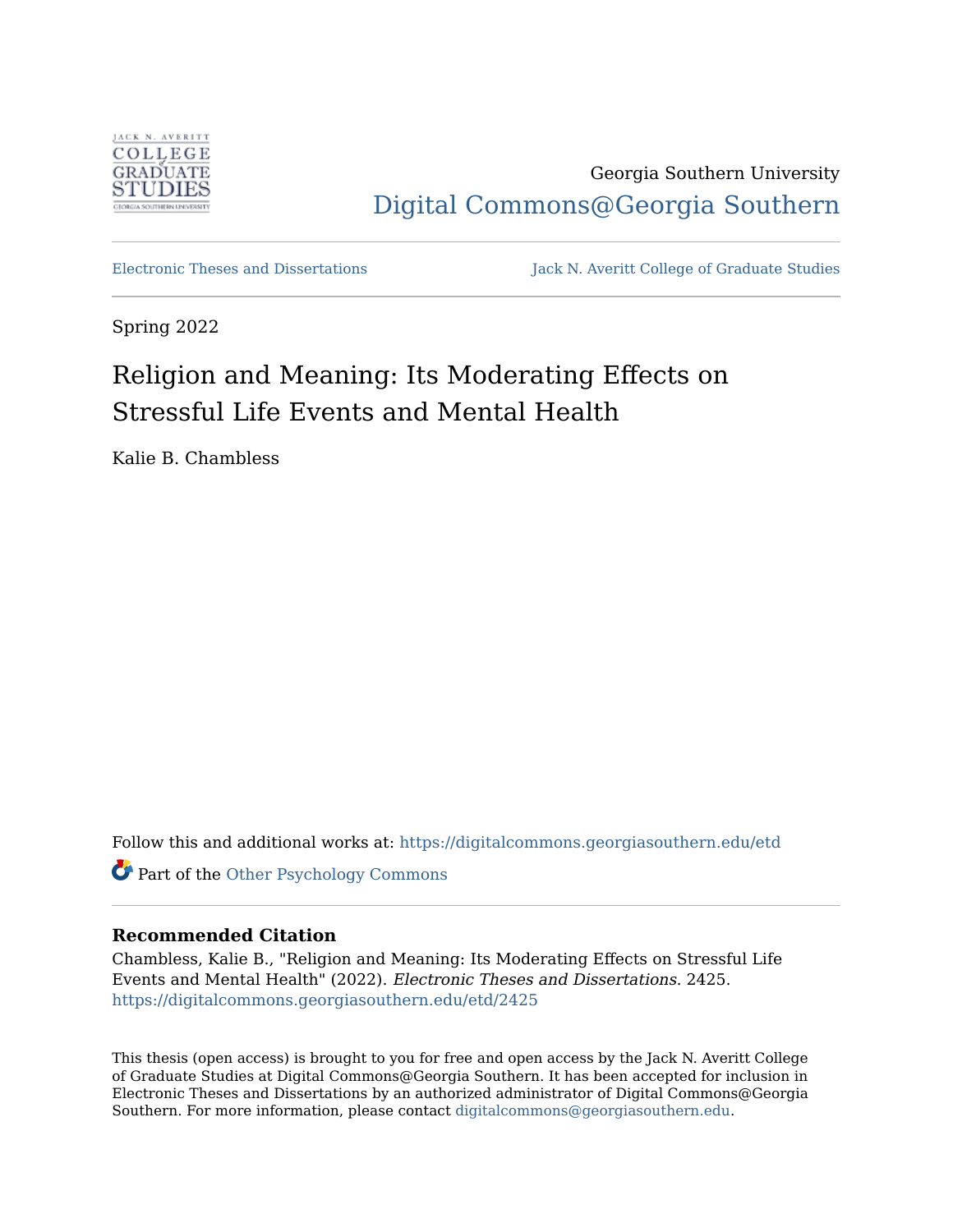Georgia Southern University

Digital Commons@Georgia Southern

Electronic Theses and Dissertations

Jack N. Averitt College of Graduate Studies

Spring 2022

# Religion and Meaning: Its Moderating Effects on Stressful Life Events and Mental Health

Kalie B. Chambless

Follow this and additional works at: https://digitalcommons.georgiasouthern.edu/etd

Part of the Other Psychology Commons

### Recommended Citation

Chambless, Kalie B., "Religion and Meaning: Its Moderating Effects on Stressful Life Events and Mental Health" (2022). *Electronic Theses and Dissertations*. 2425.
https://digitalcommons.georgiasouthern.edu/etd/2425

This thesis (open access) is brought to you for free and open access by the Jack N. Averitt College of Graduate Studies at Digital Commons@Georgia Southern. It has been accepted for inclusion in Electronic Theses and Dissertations by an authorized administrator of Digital Commons@Georgia Southern. For more information, please contact digitalcommons@georgiasouthern.edu.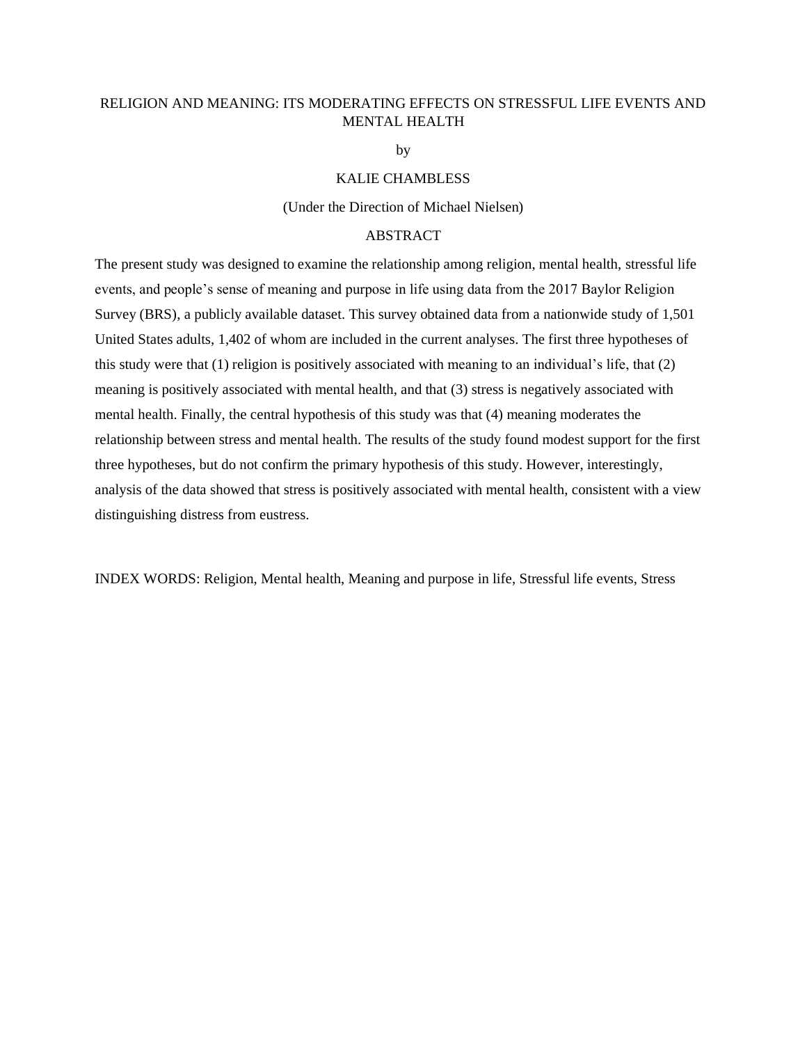# RELIGION AND MEANING: ITS MODERATING EFFECTS ON STRESSFUL LIFE EVENTS AND MENTAL HEALTH

by

KALIE CHAMBLESS

(Under the Direction of Michael Nielsen)

## ABSTRACT

The present study was designed to examine the relationship among religion, mental health, stressful life events, and people's sense of meaning and purpose in life using data from the 2017 Baylor Religion Survey (BRS), a publicly available dataset. This survey obtained data from a nationwide study of 1,501 United States adults, 1,402 of whom are included in the current analyses. The first three hypotheses of this study were that (1) religion is positively associated with meaning to an individual's life, that (2) meaning is positively associated with mental health, and that (3) stress is negatively associated with mental health. Finally, the central hypothesis of this study was that (4) meaning moderates the relationship between stress and mental health. The results of the study found modest support for the first three hypotheses, but do not confirm the primary hypothesis of this study. However, interestingly, analysis of the data showed that stress is positively associated with mental health, consistent with a view distinguishing distress from eustress.

INDEX WORDS: Religion, Mental health, Meaning and purpose in life, Stressful life events, Stress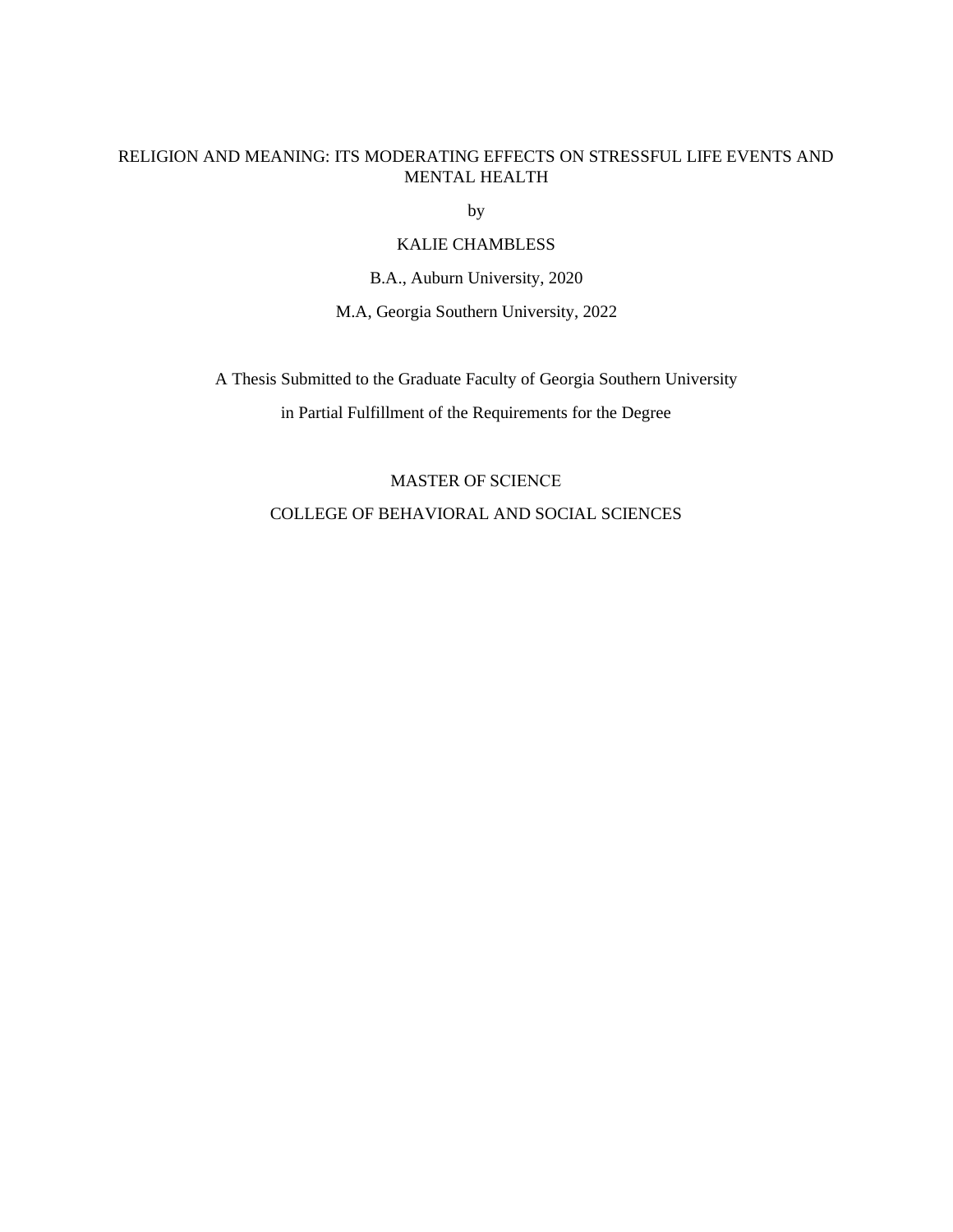RELIGION AND MEANING: ITS MODERATING EFFECTS ON STRESSFUL LIFE EVENTS AND MENTAL HEALTH

by

KALIE CHAMBLESS

B.A., Auburn University, 2020

M.A, Georgia Southern University, 2022

A Thesis Submitted to the Graduate Faculty of Georgia Southern University

in Partial Fulfillment of the Requirements for the Degree

MASTER OF SCIENCE

COLLEGE OF BEHAVIORAL AND SOCIAL SCIENCES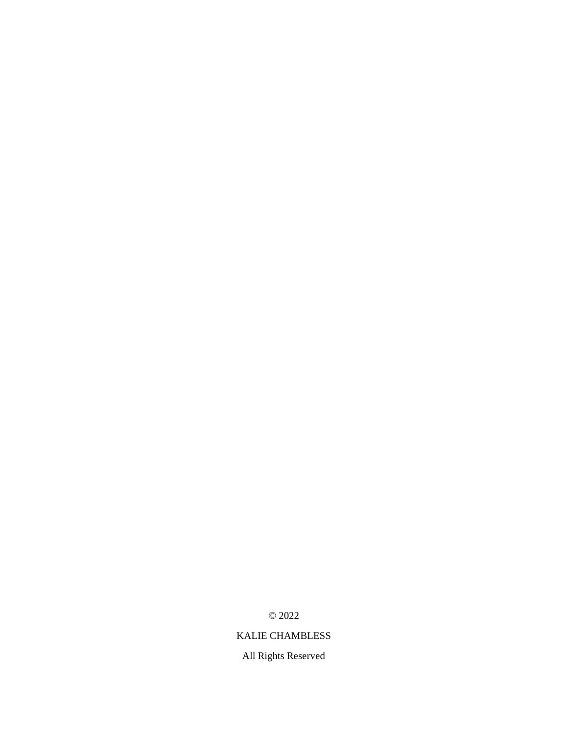© 2022

KALIE CHAMBLESS

All Rights Reserved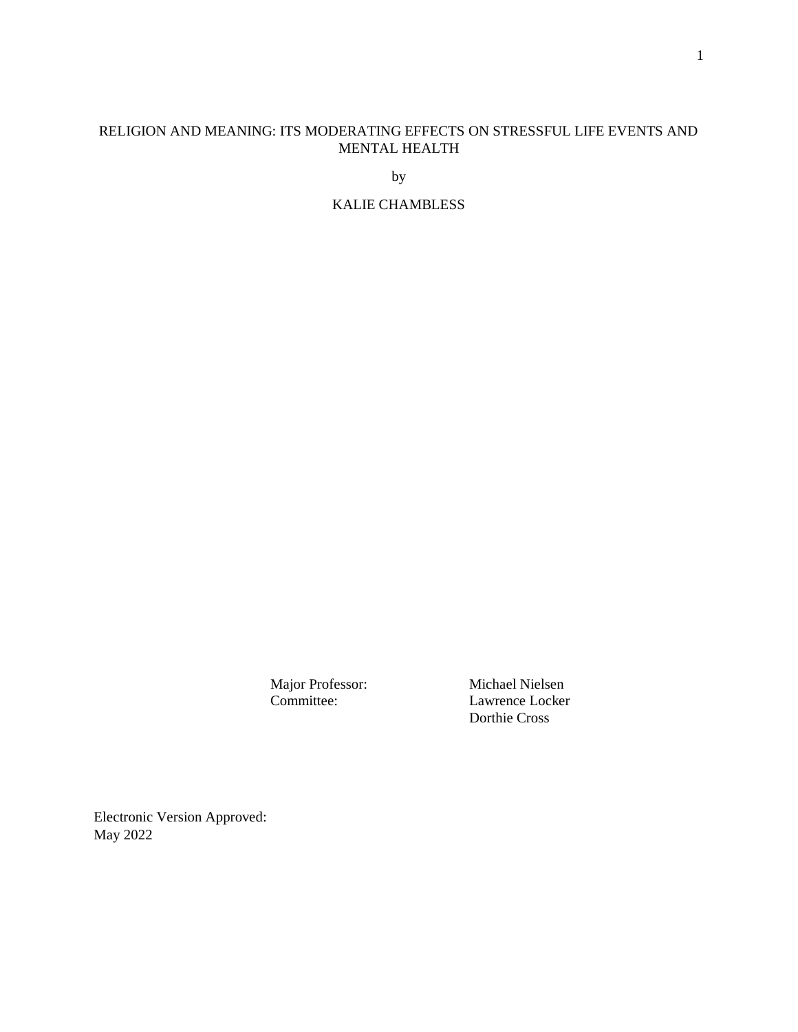# RELIGION AND MEANING: ITS MODERATING EFFECTS ON STRESSFUL LIFE EVENTS AND MENTAL HEALTH

by

KALIE CHAMBLESS

| | |
|---|---|
| Major Professor: | Michael Nielsen |
| Committee: | Lawrence Locker |
| | Dorthie Cross |

Electronic Version Approved:
May 2022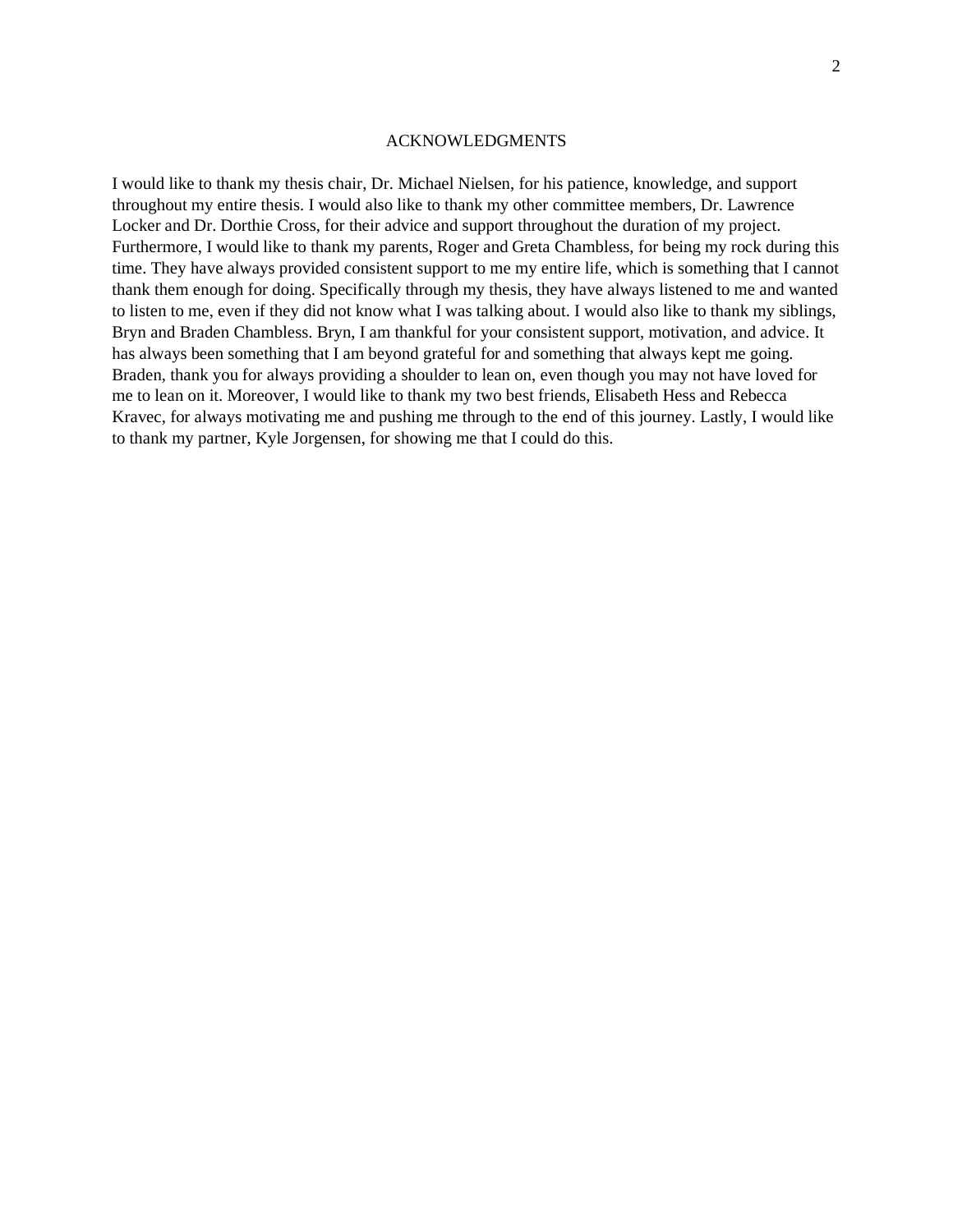# ACKNOWLEDGMENTS

I would like to thank my thesis chair, Dr. Michael Nielsen, for his patience, knowledge, and support throughout my entire thesis. I would also like to thank my other committee members, Dr. Lawrence Locker and Dr. Dorthie Cross, for their advice and support throughout the duration of my project. Furthermore, I would like to thank my parents, Roger and Greta Chambless, for being my rock during this time. They have always provided consistent support to me my entire life, which is something that I cannot thank them enough for doing. Specifically through my thesis, they have always listened to me and wanted to listen to me, even if they did not know what I was talking about. I would also like to thank my siblings, Bryn and Braden Chambless. Bryn, I am thankful for your consistent support, motivation, and advice. It has always been something that I am beyond grateful for and something that always kept me going. Braden, thank you for always providing a shoulder to lean on, even though you may not have loved for me to lean on it. Moreover, I would like to thank my two best friends, Elisabeth Hess and Rebecca Kravec, for always motivating me and pushing me through to the end of this journey. Lastly, I would like to thank my partner, Kyle Jorgensen, for showing me that I could do this.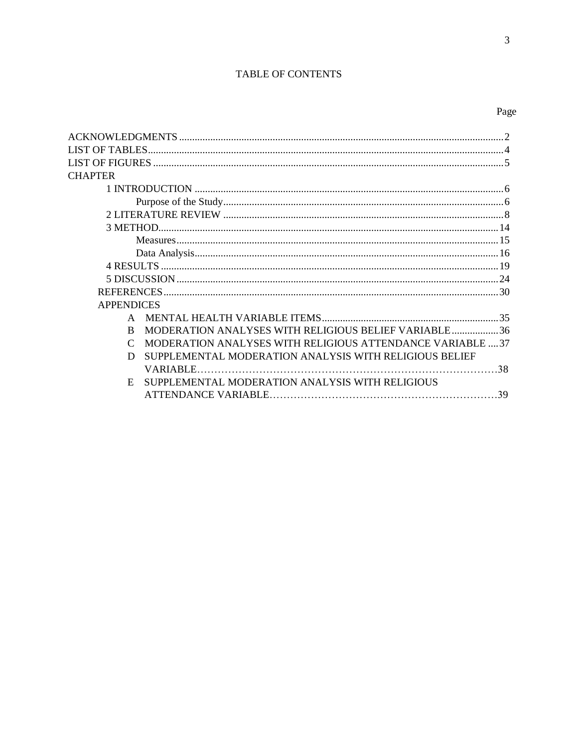# TABLE OF CONTENTS

Page

ACKNOWLEDGMENTS ........................................................................................................ 2

LIST OF TABLES ............................................................................................................... 4

LIST OF FIGURES ............................................................................................................. 5

CHAPTER

- 1 INTRODUCTION ........................................................................................................ 6
  - Purpose of the Study ................................................................................................ 6
- 2 LITERATURE REVIEW .............................................................................................. 8
- 3 METHOD ..................................................................................................................... 14
  - Measures .................................................................................................................. 15
  - Data Analysis ........................................................................................................... 16
- 4 RESULTS ..................................................................................................................... 19
- 5 DISCUSSION ............................................................................................................... 24

REFERENCES ..................................................................................................................... 30

APPENDICES

- A MENTAL HEALTH VARIABLE ITEMS ................................................................... 35
- B MODERATION ANALYSES WITH RELIGIOUS BELIEF VARIABLE .................. 36
- C MODERATION ANALYSES WITH RELIGIOUS ATTENDANCE VARIABLE .... 37
- D SUPPLEMENTAL MODERATION ANALYSIS WITH RELIGIOUS BELIEF VARIABLE ........................................................................................................ 38
- E SUPPLEMENTAL MODERATION ANALYSIS WITH RELIGIOUS ATTENDANCE VARIABLE ........................................................................................... 39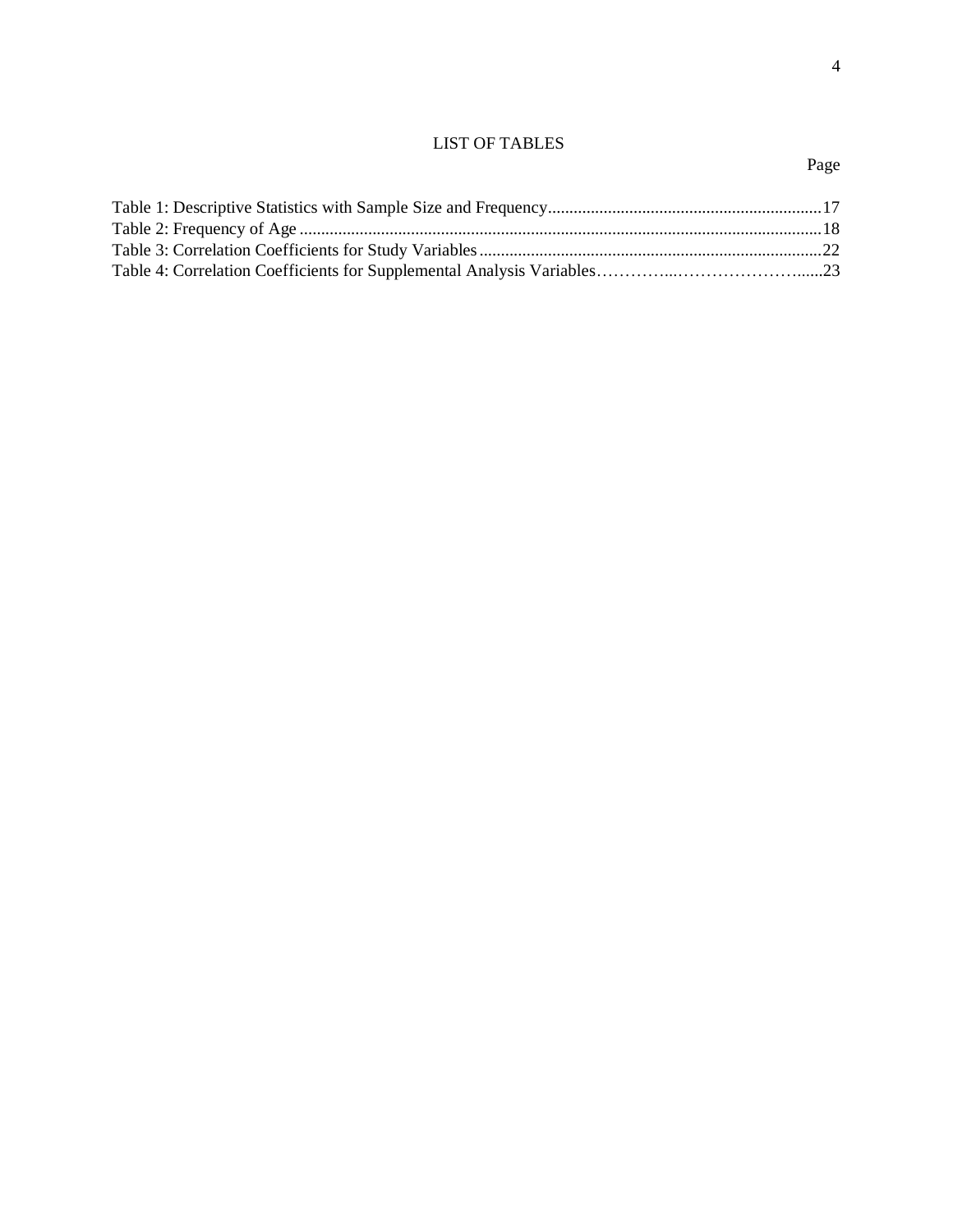# LIST OF TABLES

Page

Table 1: Descriptive Statistics with Sample Size and Frequency................................................................17
Table 2: Frequency of Age ..........................................................................................................................18
Table 3: Correlation Coefficients for Study Variables ................................................................................22
Table 4: Correlation Coefficients for Supplemental Analysis Variables…………...……………………......23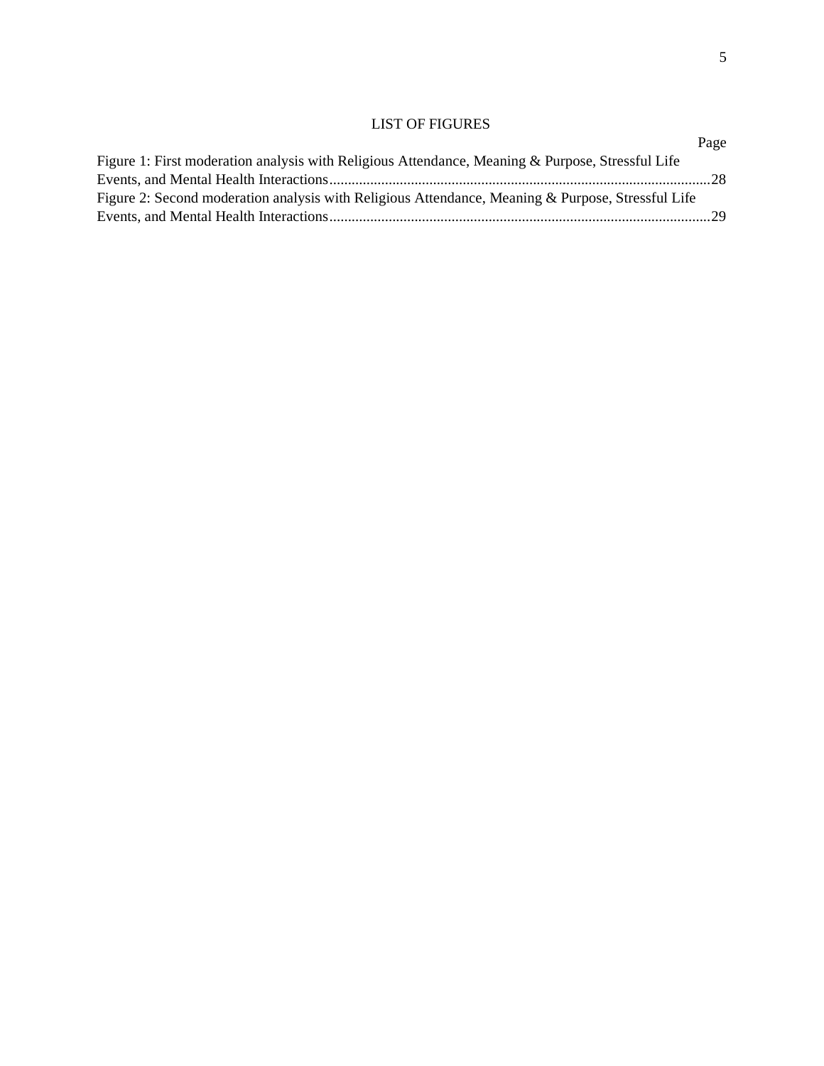# LIST OF FIGURES

| | Page |
|---|---|
| Figure 1: First moderation analysis with Religious Attendance, Meaning & Purpose, Stressful Life Events, and Mental Health Interactions | 28 |
| Figure 2: Second moderation analysis with Religious Attendance, Meaning & Purpose, Stressful Life Events, and Mental Health Interactions | 29 |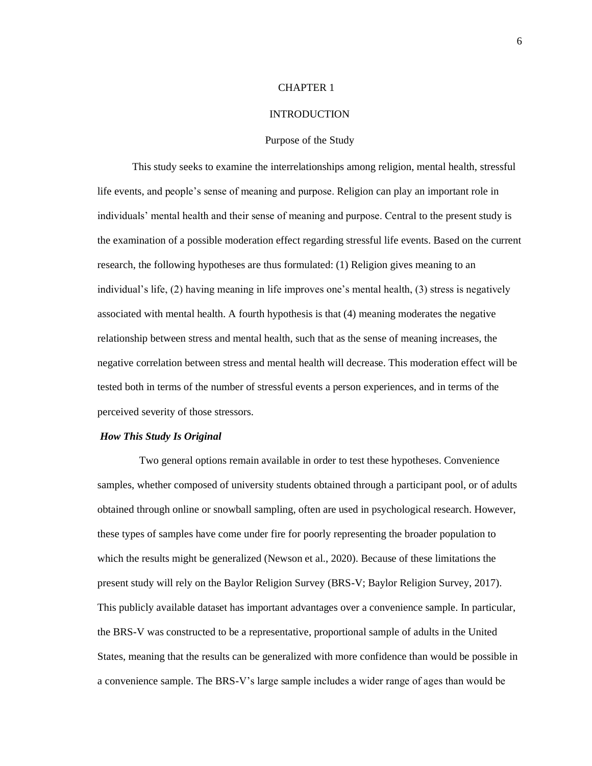# CHAPTER 1

# INTRODUCTION

## Purpose of the Study

This study seeks to examine the interrelationships among religion, mental health, stressful life events, and people's sense of meaning and purpose. Religion can play an important role in individuals' mental health and their sense of meaning and purpose. Central to the present study is the examination of a possible moderation effect regarding stressful life events. Based on the current research, the following hypotheses are thus formulated: (1) Religion gives meaning to an individual's life, (2) having meaning in life improves one's mental health, (3) stress is negatively associated with mental health. A fourth hypothesis is that (4) meaning moderates the negative relationship between stress and mental health, such that as the sense of meaning increases, the negative correlation between stress and mental health will decrease. This moderation effect will be tested both in terms of the number of stressful events a person experiences, and in terms of the perceived severity of those stressors.

### ***How This Study Is Original***

Two general options remain available in order to test these hypotheses. Convenience samples, whether composed of university students obtained through a participant pool, or of adults obtained through online or snowball sampling, often are used in psychological research. However, these types of samples have come under fire for poorly representing the broader population to which the results might be generalized (Newson et al., 2020). Because of these limitations the present study will rely on the Baylor Religion Survey (BRS-V; Baylor Religion Survey, 2017). This publicly available dataset has important advantages over a convenience sample. In particular, the BRS-V was constructed to be a representative, proportional sample of adults in the United States, meaning that the results can be generalized with more confidence than would be possible in a convenience sample. The BRS-V's large sample includes a wider range of ages than would be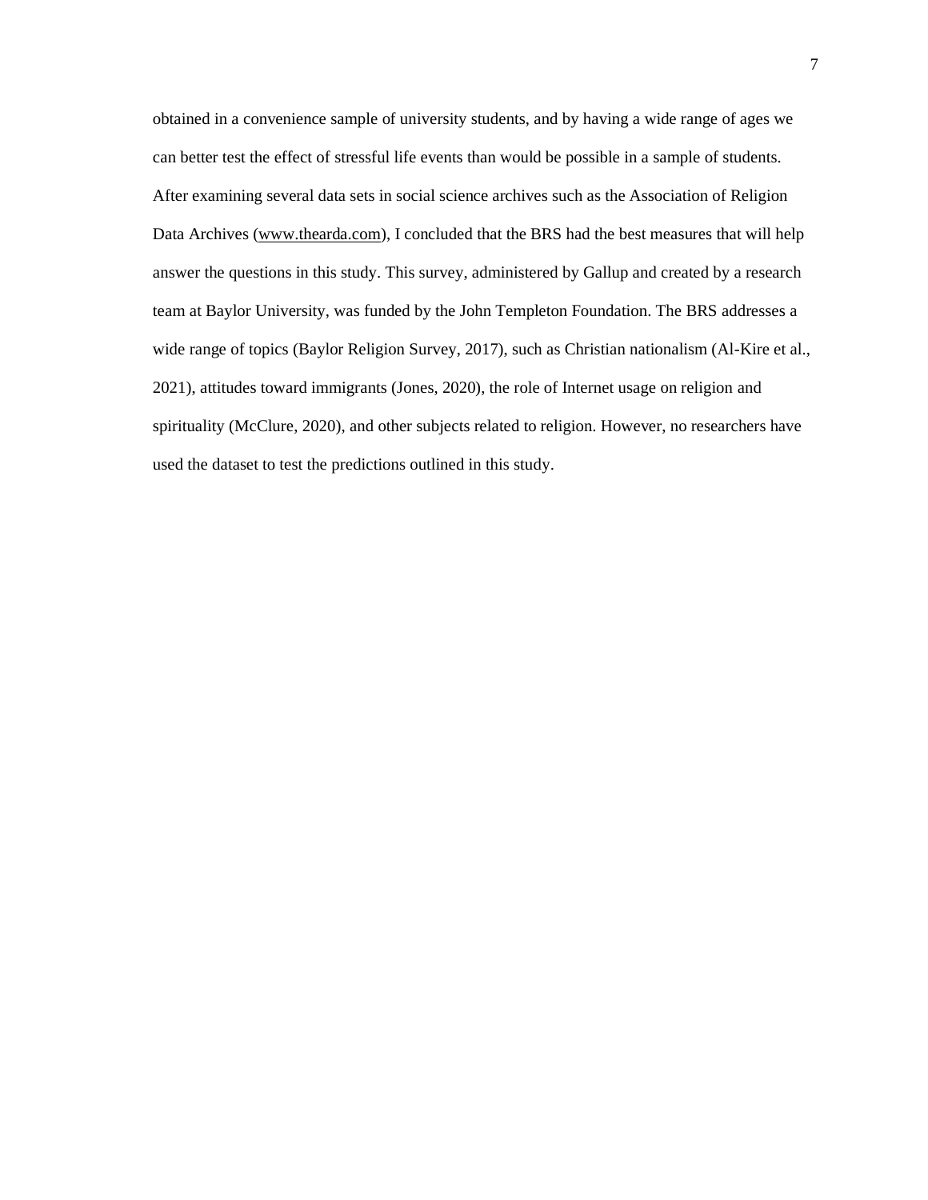obtained in a convenience sample of university students, and by having a wide range of ages we can better test the effect of stressful life events than would be possible in a sample of students. After examining several data sets in social science archives such as the Association of Religion Data Archives (www.thearda.com), I concluded that the BRS had the best measures that will help answer the questions in this study. This survey, administered by Gallup and created by a research team at Baylor University, was funded by the John Templeton Foundation. The BRS addresses a wide range of topics (Baylor Religion Survey, 2017), such as Christian nationalism (Al-Kire et al., 2021), attitudes toward immigrants (Jones, 2020), the role of Internet usage on religion and spirituality (McClure, 2020), and other subjects related to religion. However, no researchers have used the dataset to test the predictions outlined in this study.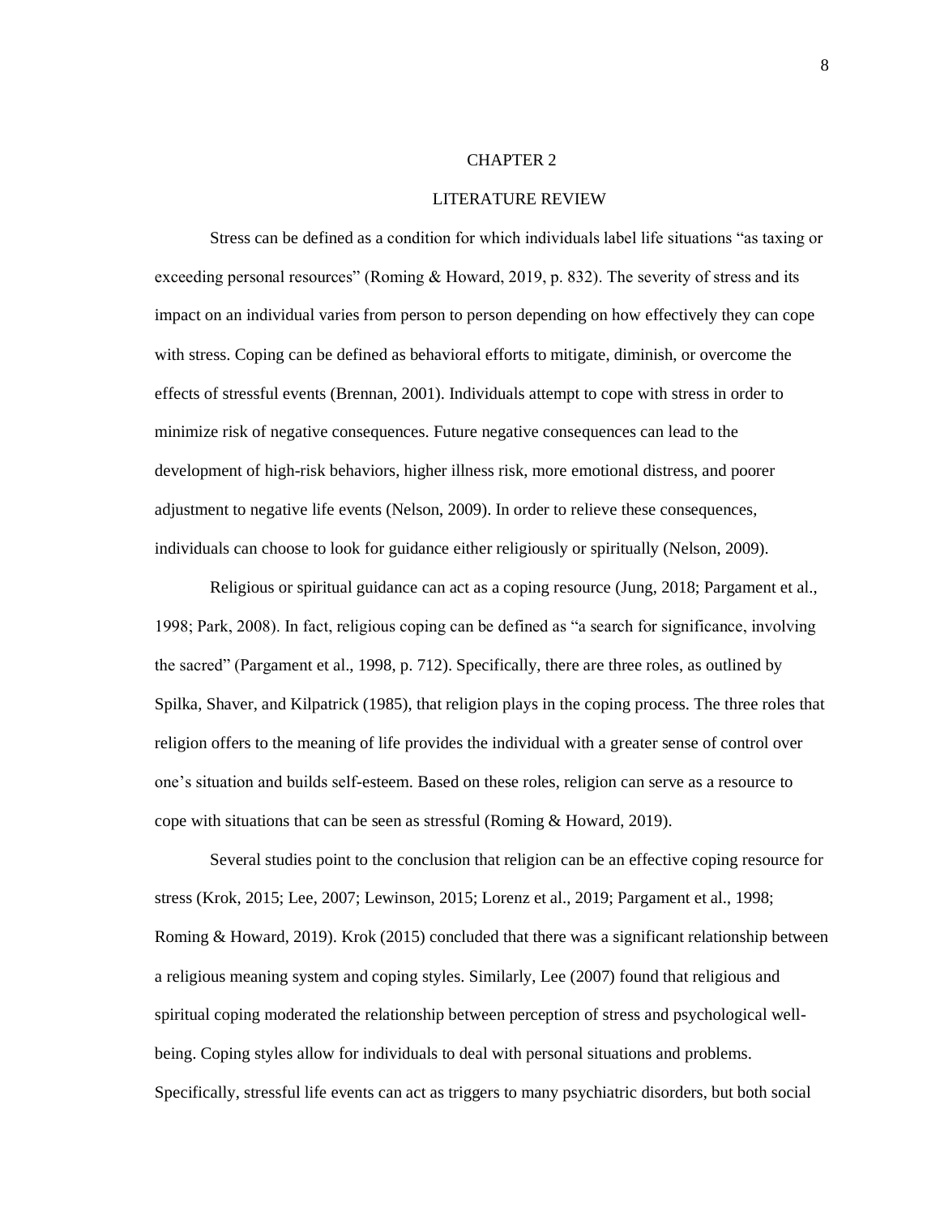# CHAPTER 2

## LITERATURE REVIEW

Stress can be defined as a condition for which individuals label life situations "as taxing or exceeding personal resources" (Roming & Howard, 2019, p. 832). The severity of stress and its impact on an individual varies from person to person depending on how effectively they can cope with stress. Coping can be defined as behavioral efforts to mitigate, diminish, or overcome the effects of stressful events (Brennan, 2001). Individuals attempt to cope with stress in order to minimize risk of negative consequences. Future negative consequences can lead to the development of high-risk behaviors, higher illness risk, more emotional distress, and poorer adjustment to negative life events (Nelson, 2009). In order to relieve these consequences, individuals can choose to look for guidance either religiously or spiritually (Nelson, 2009).

Religious or spiritual guidance can act as a coping resource (Jung, 2018; Pargament et al., 1998; Park, 2008). In fact, religious coping can be defined as "a search for significance, involving the sacred" (Pargament et al., 1998, p. 712). Specifically, there are three roles, as outlined by Spilka, Shaver, and Kilpatrick (1985), that religion plays in the coping process. The three roles that religion offers to the meaning of life provides the individual with a greater sense of control over one's situation and builds self-esteem. Based on these roles, religion can serve as a resource to cope with situations that can be seen as stressful (Roming & Howard, 2019).

Several studies point to the conclusion that religion can be an effective coping resource for stress (Krok, 2015; Lee, 2007; Lewinson, 2015; Lorenz et al., 2019; Pargament et al., 1998; Roming & Howard, 2019). Krok (2015) concluded that there was a significant relationship between a religious meaning system and coping styles. Similarly, Lee (2007) found that religious and spiritual coping moderated the relationship between perception of stress and psychological well-being. Coping styles allow for individuals to deal with personal situations and problems. Specifically, stressful life events can act as triggers to many psychiatric disorders, but both social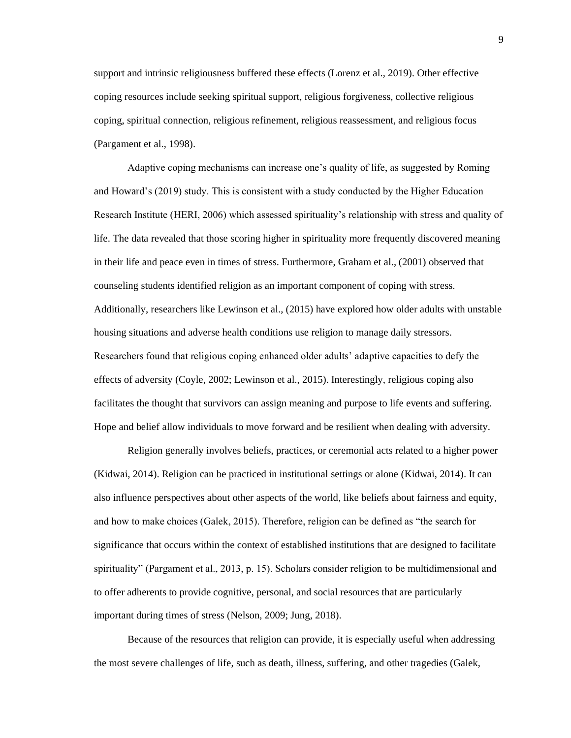support and intrinsic religiousness buffered these effects (Lorenz et al., 2019). Other effective coping resources include seeking spiritual support, religious forgiveness, collective religious coping, spiritual connection, religious refinement, religious reassessment, and religious focus (Pargament et al., 1998).

Adaptive coping mechanisms can increase one's quality of life, as suggested by Roming and Howard's (2019) study. This is consistent with a study conducted by the Higher Education Research Institute (HERI, 2006) which assessed spirituality's relationship with stress and quality of life. The data revealed that those scoring higher in spirituality more frequently discovered meaning in their life and peace even in times of stress. Furthermore, Graham et al., (2001) observed that counseling students identified religion as an important component of coping with stress. Additionally, researchers like Lewinson et al., (2015) have explored how older adults with unstable housing situations and adverse health conditions use religion to manage daily stressors. Researchers found that religious coping enhanced older adults' adaptive capacities to defy the effects of adversity (Coyle, 2002; Lewinson et al., 2015). Interestingly, religious coping also facilitates the thought that survivors can assign meaning and purpose to life events and suffering. Hope and belief allow individuals to move forward and be resilient when dealing with adversity.

Religion generally involves beliefs, practices, or ceremonial acts related to a higher power (Kidwai, 2014). Religion can be practiced in institutional settings or alone (Kidwai, 2014). It can also influence perspectives about other aspects of the world, like beliefs about fairness and equity, and how to make choices (Galek, 2015). Therefore, religion can be defined as "the search for significance that occurs within the context of established institutions that are designed to facilitate spirituality" (Pargament et al., 2013, p. 15). Scholars consider religion to be multidimensional and to offer adherents to provide cognitive, personal, and social resources that are particularly important during times of stress (Nelson, 2009; Jung, 2018).

Because of the resources that religion can provide, it is especially useful when addressing the most severe challenges of life, such as death, illness, suffering, and other tragedies (Galek,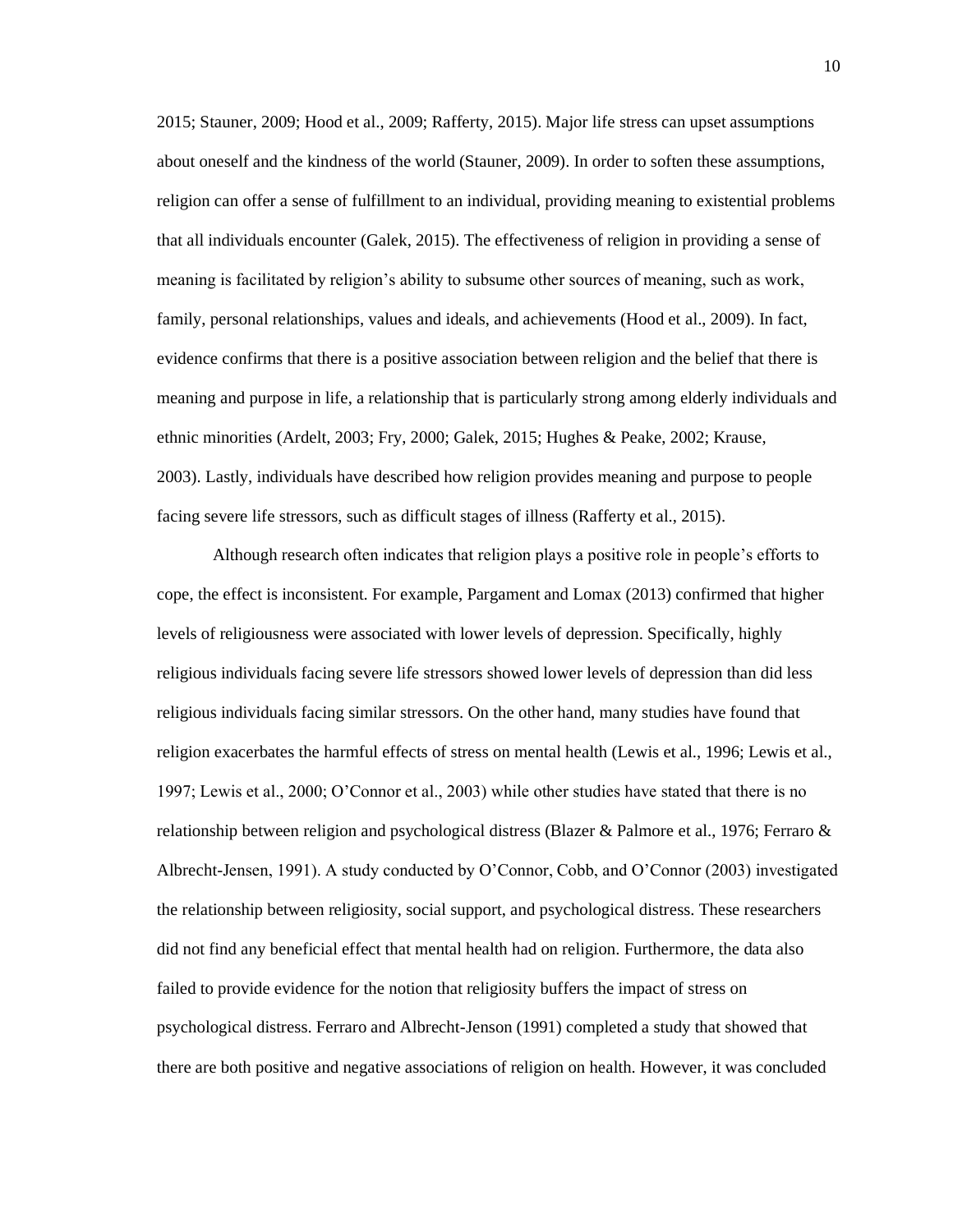2015; Stauner, 2009; Hood et al., 2009; Rafferty, 2015). Major life stress can upset assumptions about oneself and the kindness of the world (Stauner, 2009). In order to soften these assumptions, religion can offer a sense of fulfillment to an individual, providing meaning to existential problems that all individuals encounter (Galek, 2015). The effectiveness of religion in providing a sense of meaning is facilitated by religion's ability to subsume other sources of meaning, such as work, family, personal relationships, values and ideals, and achievements (Hood et al., 2009). In fact, evidence confirms that there is a positive association between religion and the belief that there is meaning and purpose in life, a relationship that is particularly strong among elderly individuals and ethnic minorities (Ardelt, 2003; Fry, 2000; Galek, 2015; Hughes & Peake, 2002; Krause, 2003). Lastly, individuals have described how religion provides meaning and purpose to people facing severe life stressors, such as difficult stages of illness (Rafferty et al., 2015).

Although research often indicates that religion plays a positive role in people's efforts to cope, the effect is inconsistent. For example, Pargament and Lomax (2013) confirmed that higher levels of religiousness were associated with lower levels of depression. Specifically, highly religious individuals facing severe life stressors showed lower levels of depression than did less religious individuals facing similar stressors. On the other hand, many studies have found that religion exacerbates the harmful effects of stress on mental health (Lewis et al., 1996; Lewis et al., 1997; Lewis et al., 2000; O'Connor et al., 2003) while other studies have stated that there is no relationship between religion and psychological distress (Blazer & Palmore et al., 1976; Ferraro & Albrecht-Jensen, 1991). A study conducted by O'Connor, Cobb, and O'Connor (2003) investigated the relationship between religiosity, social support, and psychological distress. These researchers did not find any beneficial effect that mental health had on religion. Furthermore, the data also failed to provide evidence for the notion that religiosity buffers the impact of stress on psychological distress. Ferraro and Albrecht-Jenson (1991) completed a study that showed that there are both positive and negative associations of religion on health. However, it was concluded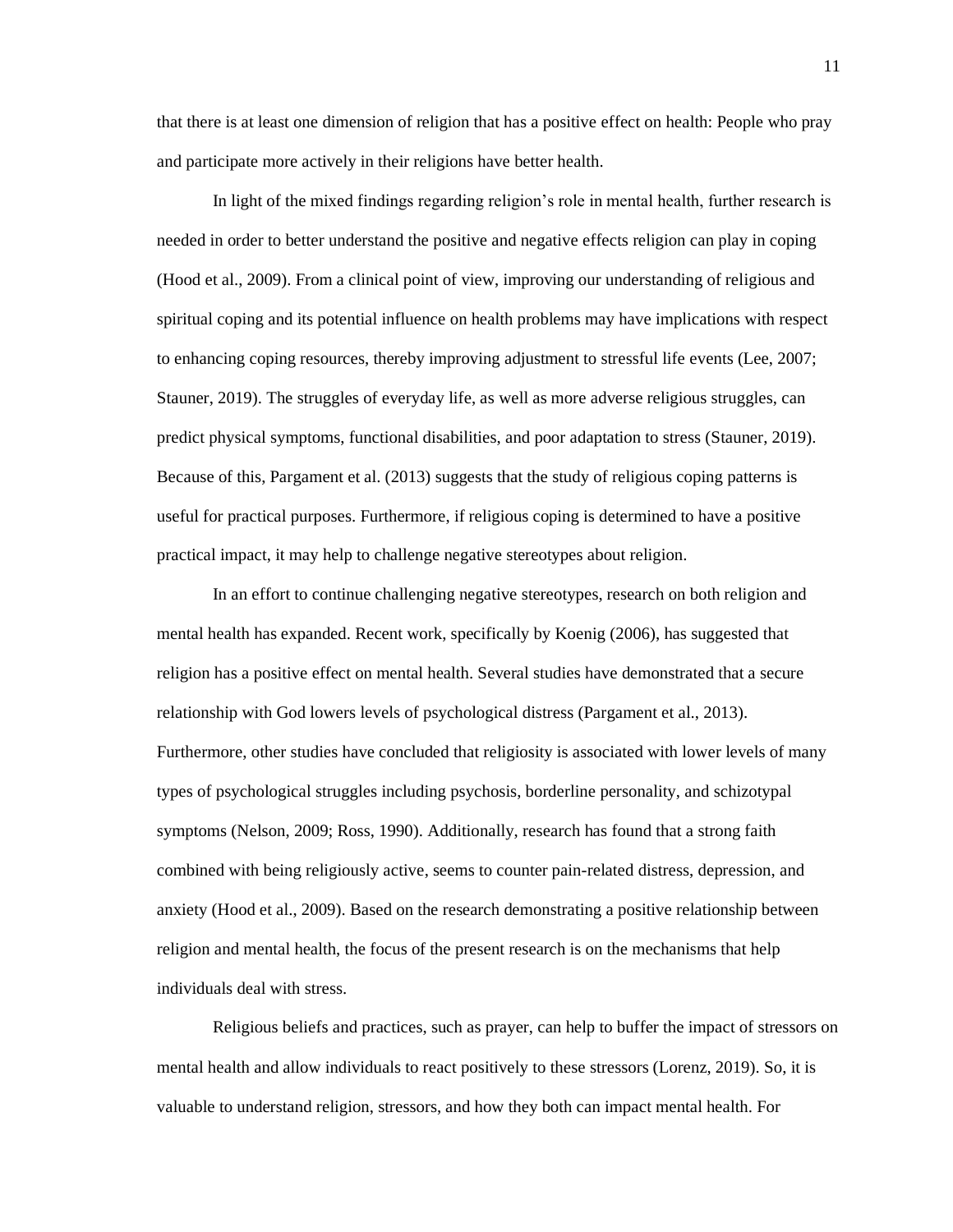that there is at least one dimension of religion that has a positive effect on health: People who pray and participate more actively in their religions have better health.

In light of the mixed findings regarding religion's role in mental health, further research is needed in order to better understand the positive and negative effects religion can play in coping (Hood et al., 2009). From a clinical point of view, improving our understanding of religious and spiritual coping and its potential influence on health problems may have implications with respect to enhancing coping resources, thereby improving adjustment to stressful life events (Lee, 2007; Stauner, 2019). The struggles of everyday life, as well as more adverse religious struggles, can predict physical symptoms, functional disabilities, and poor adaptation to stress (Stauner, 2019). Because of this, Pargament et al. (2013) suggests that the study of religious coping patterns is useful for practical purposes. Furthermore, if religious coping is determined to have a positive practical impact, it may help to challenge negative stereotypes about religion.

In an effort to continue challenging negative stereotypes, research on both religion and mental health has expanded. Recent work, specifically by Koenig (2006), has suggested that religion has a positive effect on mental health. Several studies have demonstrated that a secure relationship with God lowers levels of psychological distress (Pargament et al., 2013). Furthermore, other studies have concluded that religiosity is associated with lower levels of many types of psychological struggles including psychosis, borderline personality, and schizotypal symptoms (Nelson, 2009; Ross, 1990). Additionally, research has found that a strong faith combined with being religiously active, seems to counter pain-related distress, depression, and anxiety (Hood et al., 2009). Based on the research demonstrating a positive relationship between religion and mental health, the focus of the present research is on the mechanisms that help individuals deal with stress.

Religious beliefs and practices, such as prayer, can help to buffer the impact of stressors on mental health and allow individuals to react positively to these stressors (Lorenz, 2019). So, it is valuable to understand religion, stressors, and how they both can impact mental health. For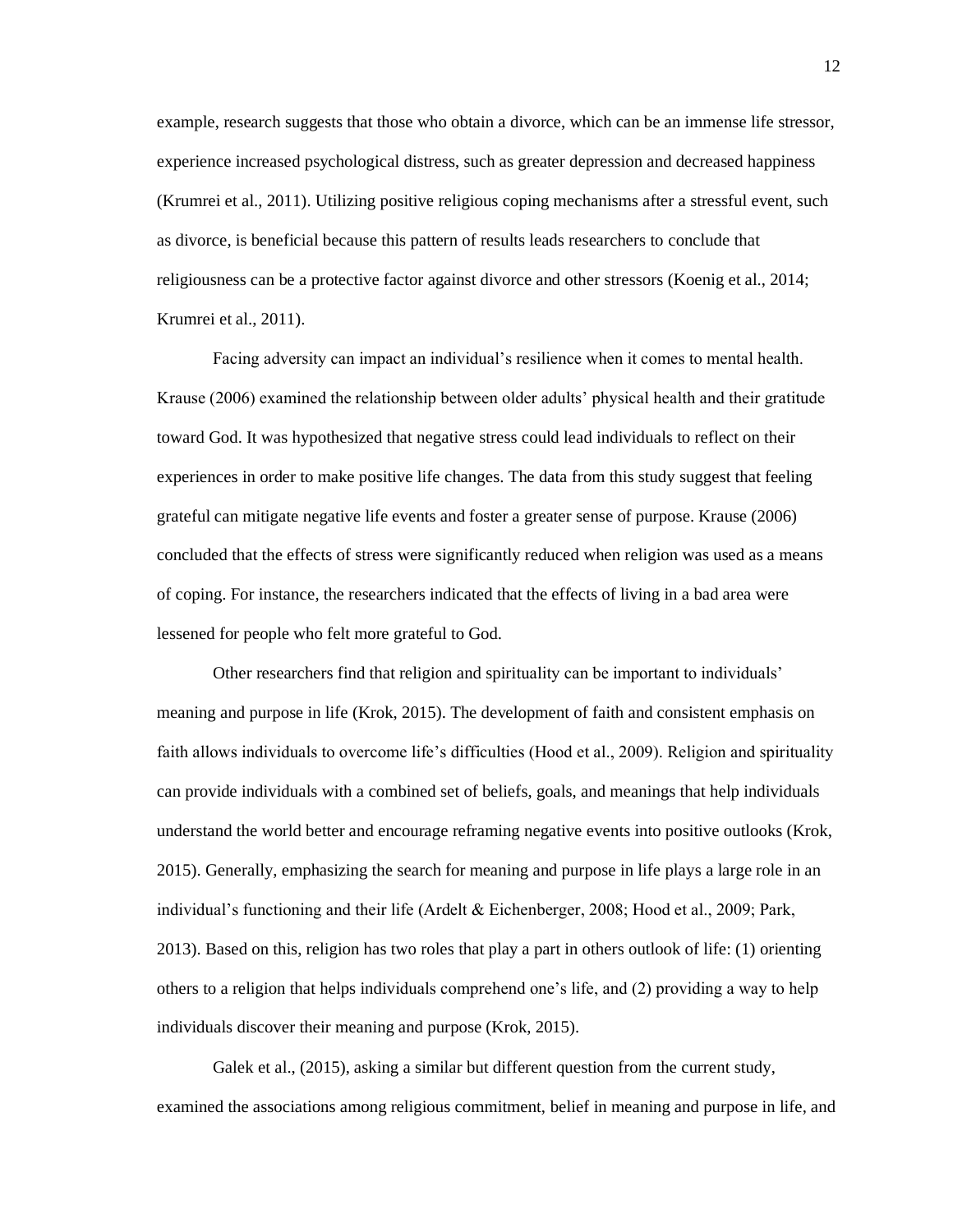example, research suggests that those who obtain a divorce, which can be an immense life stressor, experience increased psychological distress, such as greater depression and decreased happiness (Krumrei et al., 2011). Utilizing positive religious coping mechanisms after a stressful event, such as divorce, is beneficial because this pattern of results leads researchers to conclude that religiousness can be a protective factor against divorce and other stressors (Koenig et al., 2014; Krumrei et al., 2011).

Facing adversity can impact an individual's resilience when it comes to mental health. Krause (2006) examined the relationship between older adults' physical health and their gratitude toward God. It was hypothesized that negative stress could lead individuals to reflect on their experiences in order to make positive life changes. The data from this study suggest that feeling grateful can mitigate negative life events and foster a greater sense of purpose. Krause (2006) concluded that the effects of stress were significantly reduced when religion was used as a means of coping. For instance, the researchers indicated that the effects of living in a bad area were lessened for people who felt more grateful to God.

Other researchers find that religion and spirituality can be important to individuals' meaning and purpose in life (Krok, 2015). The development of faith and consistent emphasis on faith allows individuals to overcome life's difficulties (Hood et al., 2009). Religion and spirituality can provide individuals with a combined set of beliefs, goals, and meanings that help individuals understand the world better and encourage reframing negative events into positive outlooks (Krok, 2015). Generally, emphasizing the search for meaning and purpose in life plays a large role in an individual's functioning and their life (Ardelt & Eichenberger, 2008; Hood et al., 2009; Park, 2013). Based on this, religion has two roles that play a part in others outlook of life: (1) orienting others to a religion that helps individuals comprehend one's life, and (2) providing a way to help individuals discover their meaning and purpose (Krok, 2015).

Galek et al., (2015), asking a similar but different question from the current study, examined the associations among religious commitment, belief in meaning and purpose in life, and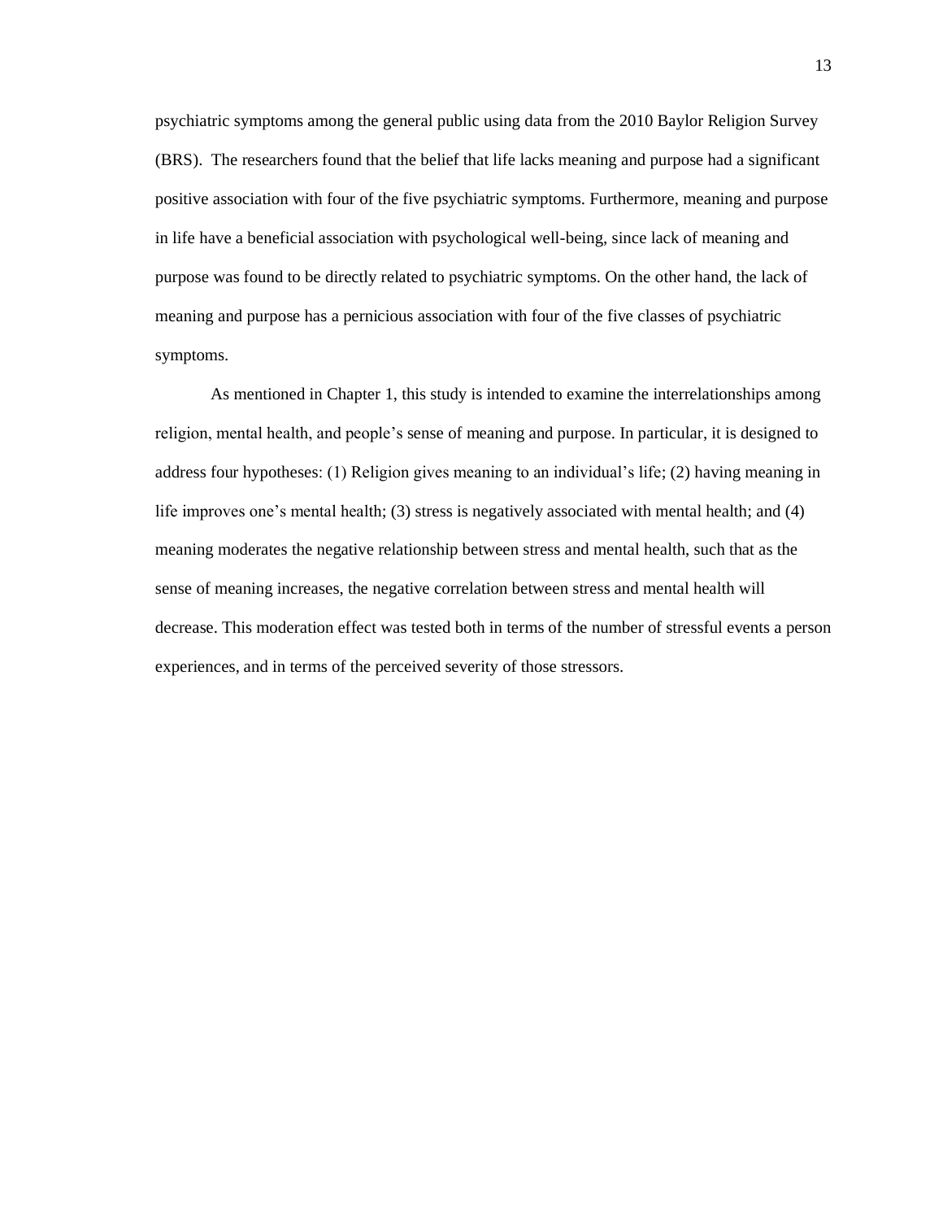psychiatric symptoms among the general public using data from the 2010 Baylor Religion Survey (BRS). The researchers found that the belief that life lacks meaning and purpose had a significant positive association with four of the five psychiatric symptoms. Furthermore, meaning and purpose in life have a beneficial association with psychological well-being, since lack of meaning and purpose was found to be directly related to psychiatric symptoms. On the other hand, the lack of meaning and purpose has a pernicious association with four of the five classes of psychiatric symptoms.

As mentioned in Chapter 1, this study is intended to examine the interrelationships among religion, mental health, and people's sense of meaning and purpose. In particular, it is designed to address four hypotheses: (1) Religion gives meaning to an individual's life; (2) having meaning in life improves one's mental health; (3) stress is negatively associated with mental health; and (4) meaning moderates the negative relationship between stress and mental health, such that as the sense of meaning increases, the negative correlation between stress and mental health will decrease. This moderation effect was tested both in terms of the number of stressful events a person experiences, and in terms of the perceived severity of those stressors.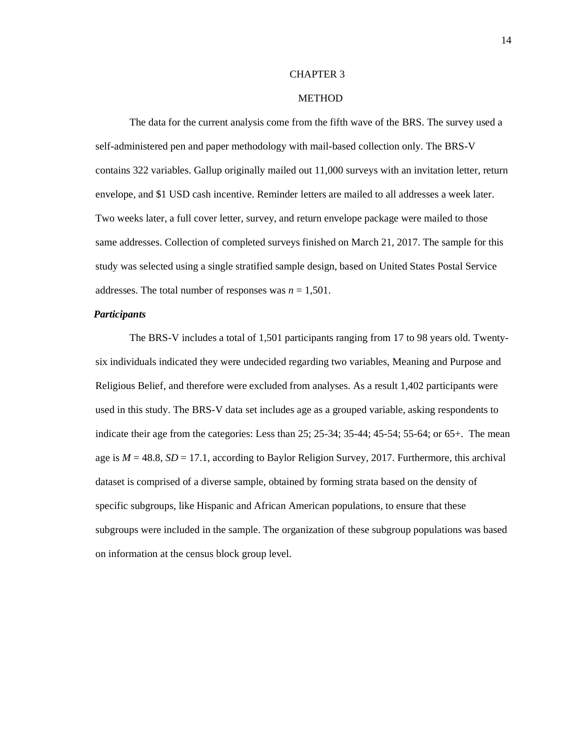# CHAPTER 3

# METHOD

The data for the current analysis come from the fifth wave of the BRS. The survey used a self-administered pen and paper methodology with mail-based collection only. The BRS-V contains 322 variables. Gallup originally mailed out 11,000 surveys with an invitation letter, return envelope, and $1 USD cash incentive. Reminder letters are mailed to all addresses a week later. Two weeks later, a full cover letter, survey, and return envelope package were mailed to those same addresses. Collection of completed surveys finished on March 21, 2017. The sample for this study was selected using a single stratified sample design, based on United States Postal Service addresses. The total number of responses was $n$ = 1,501.

## *Participants*

The BRS-V includes a total of 1,501 participants ranging from 17 to 98 years old. Twenty-six individuals indicated they were undecided regarding two variables, Meaning and Purpose and Religious Belief, and therefore were excluded from analyses. As a result 1,402 participants were used in this study. The BRS-V data set includes age as a grouped variable, asking respondents to indicate their age from the categories: Less than 25; 25-34; 35-44; 45-54; 55-64; or 65+. The mean age is $M$ = 48.8, $SD$ = 17.1, according to Baylor Religion Survey, 2017. Furthermore, this archival dataset is comprised of a diverse sample, obtained by forming strata based on the density of specific subgroups, like Hispanic and African American populations, to ensure that these subgroups were included in the sample. The organization of these subgroup populations was based on information at the census block group level.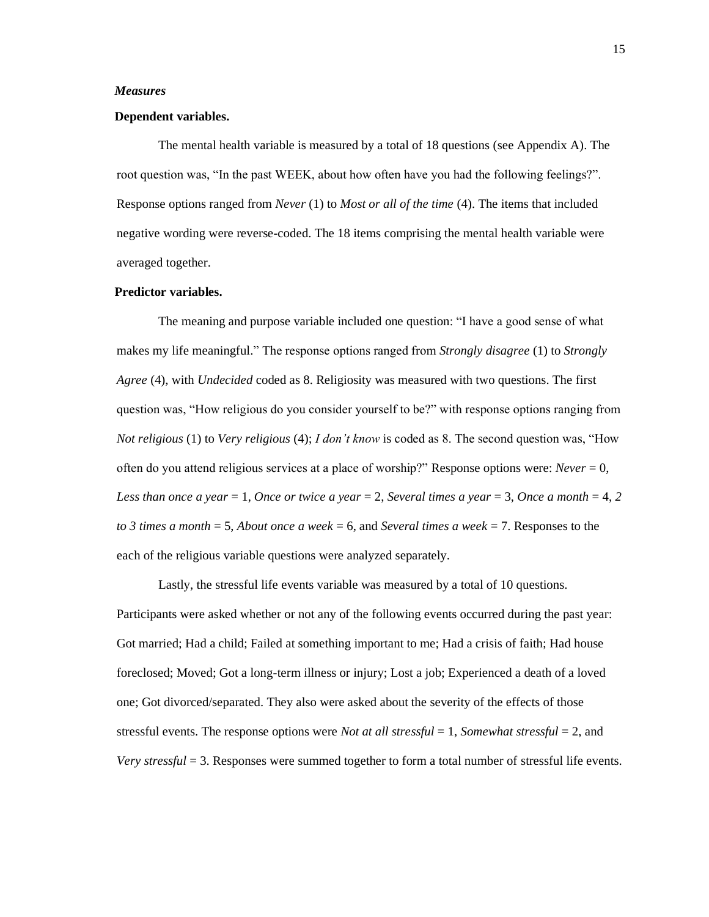### *Measures*

**Dependent variables.**

The mental health variable is measured by a total of 18 questions (see Appendix A). The root question was, "In the past WEEK, about how often have you had the following feelings?". Response options ranged from *Never* (1) to *Most or all of the time* (4). The items that included negative wording were reverse-coded. The 18 items comprising the mental health variable were averaged together.

**Predictor variables.**

The meaning and purpose variable included one question: "I have a good sense of what makes my life meaningful." The response options ranged from *Strongly disagree* (1) to *Strongly Agree* (4), with *Undecided* coded as 8. Religiosity was measured with two questions. The first question was, "How religious do you consider yourself to be?" with response options ranging from *Not religious* (1) to *Very religious* (4); *I don't know* is coded as 8. The second question was, "How often do you attend religious services at a place of worship?" Response options were: *Never* = 0, *Less than once a year* = 1, *Once or twice a year* = 2, *Several times a year* = 3, *Once a month* = 4, *2 to 3 times a month* = 5, *About once a week* = 6, and *Several times a week* = 7. Responses to the each of the religious variable questions were analyzed separately.

Lastly, the stressful life events variable was measured by a total of 10 questions. Participants were asked whether or not any of the following events occurred during the past year: Got married; Had a child; Failed at something important to me; Had a crisis of faith; Had house foreclosed; Moved; Got a long-term illness or injury; Lost a job; Experienced a death of a loved one; Got divorced/separated. They also were asked about the severity of the effects of those stressful events. The response options were *Not at all stressful* = 1, *Somewhat stressful* = 2, and *Very stressful* = 3. Responses were summed together to form a total number of stressful life events.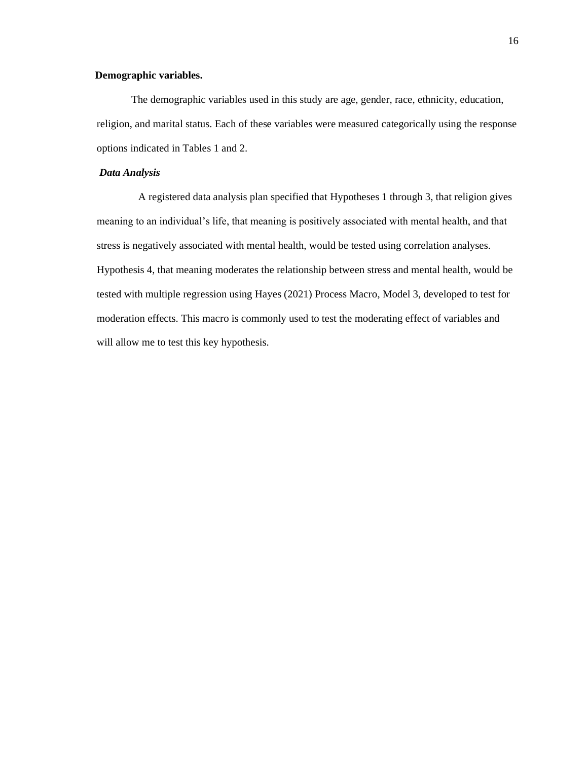**Demographic variables.**

The demographic variables used in this study are age, gender, race, ethnicity, education, religion, and marital status. Each of these variables were measured categorically using the response options indicated in Tables 1 and 2.

***Data Analysis***

A registered data analysis plan specified that Hypotheses 1 through 3, that religion gives meaning to an individual's life, that meaning is positively associated with mental health, and that stress is negatively associated with mental health, would be tested using correlation analyses. Hypothesis 4, that meaning moderates the relationship between stress and mental health, would be tested with multiple regression using Hayes (2021) Process Macro, Model 3, developed to test for moderation effects. This macro is commonly used to test the moderating effect of variables and will allow me to test this key hypothesis.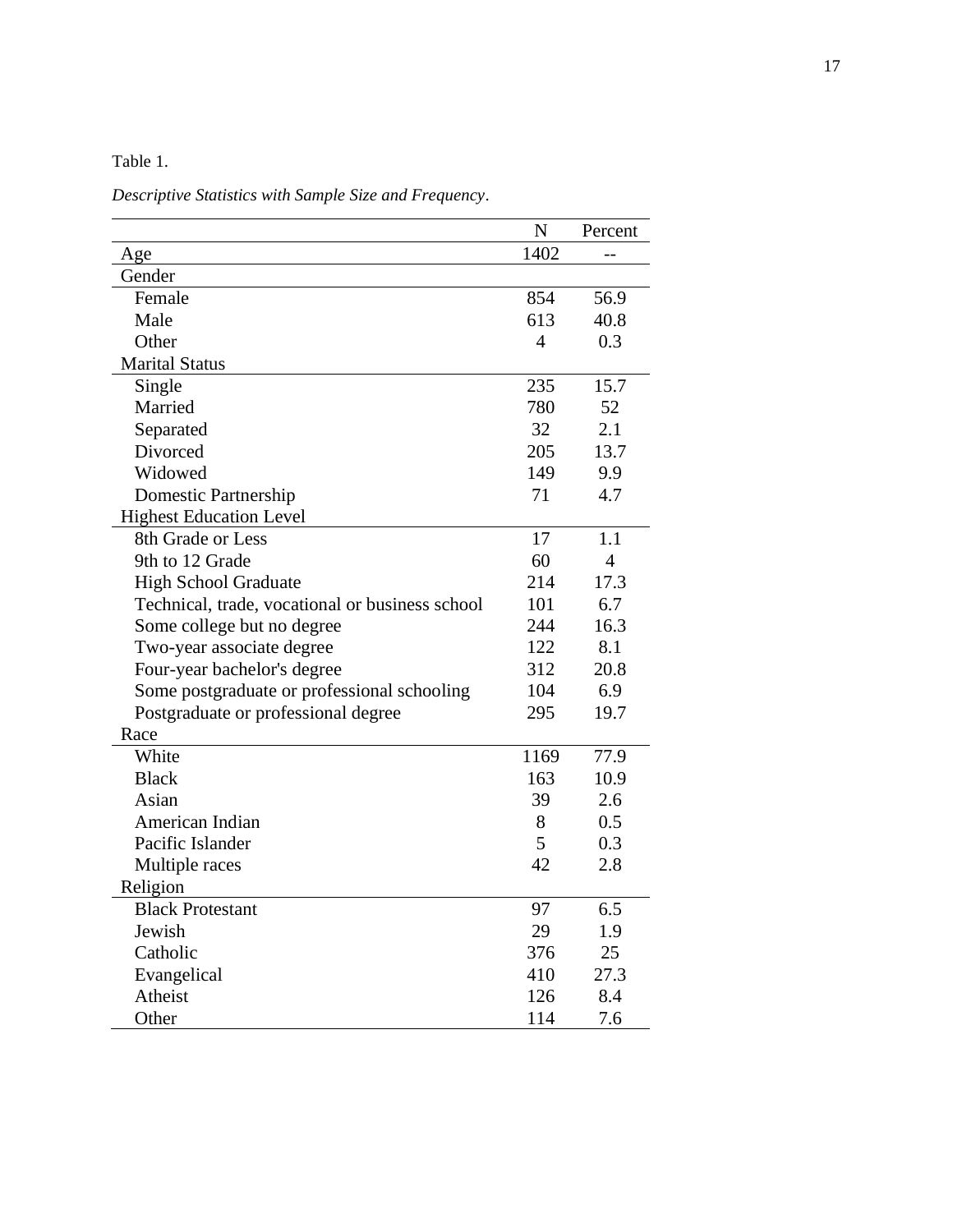Table 1.

*Descriptive Statistics with Sample Size and Frequency*.

| | N | Percent |
|---|---|---|
| Age | 1402 | -- |
| Gender | | |
| Female | 854 | 56.9 |
| Male | 613 | 40.8 |
| Other | 4 | 0.3 |
| Marital Status | | |
| Single | 235 | 15.7 |
| Married | 780 | 52 |
| Separated | 32 | 2.1 |
| Divorced | 205 | 13.7 |
| Widowed | 149 | 9.9 |
| Domestic Partnership | 71 | 4.7 |
| Highest Education Level | | |
| 8th Grade or Less | 17 | 1.1 |
| 9th to 12 Grade | 60 | 4 |
| High School Graduate | 214 | 17.3 |
| Technical, trade, vocational or business school | 101 | 6.7 |
| Some college but no degree | 244 | 16.3 |
| Two-year associate degree | 122 | 8.1 |
| Four-year bachelor's degree | 312 | 20.8 |
| Some postgraduate or professional schooling | 104 | 6.9 |
| Postgraduate or professional degree | 295 | 19.7 |
| Race | | |
| White | 1169 | 77.9 |
| Black | 163 | 10.9 |
| Asian | 39 | 2.6 |
| American Indian | 8 | 0.5 |
| Pacific Islander | 5 | 0.3 |
| Multiple races | 42 | 2.8 |
| Religion | | |
| Black Protestant | 97 | 6.5 |
| Jewish | 29 | 1.9 |
| Catholic | 376 | 25 |
| Evangelical | 410 | 27.3 |
| Atheist | 126 | 8.4 |
| Other | 114 | 7.6 |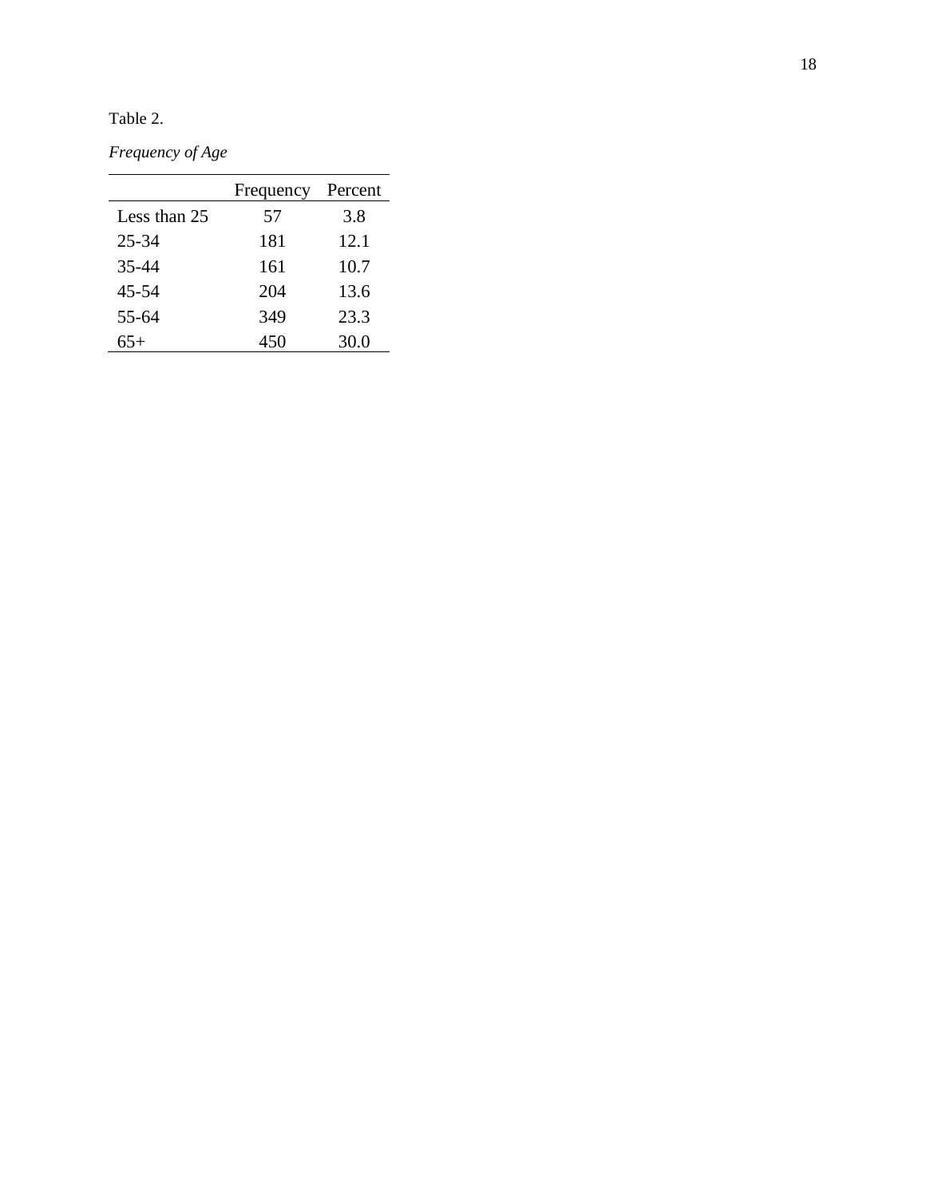Table 2.

*Frequency of Age*

| | Frequency | Percent |
|---|---|---|
| Less than 25 | 57 | 3.8 |
| 25-34 | 181 | 12.1 |
| 35-44 | 161 | 10.7 |
| 45-54 | 204 | 13.6 |
| 55-64 | 349 | 23.3 |
| 65+ | 450 | 30.0 |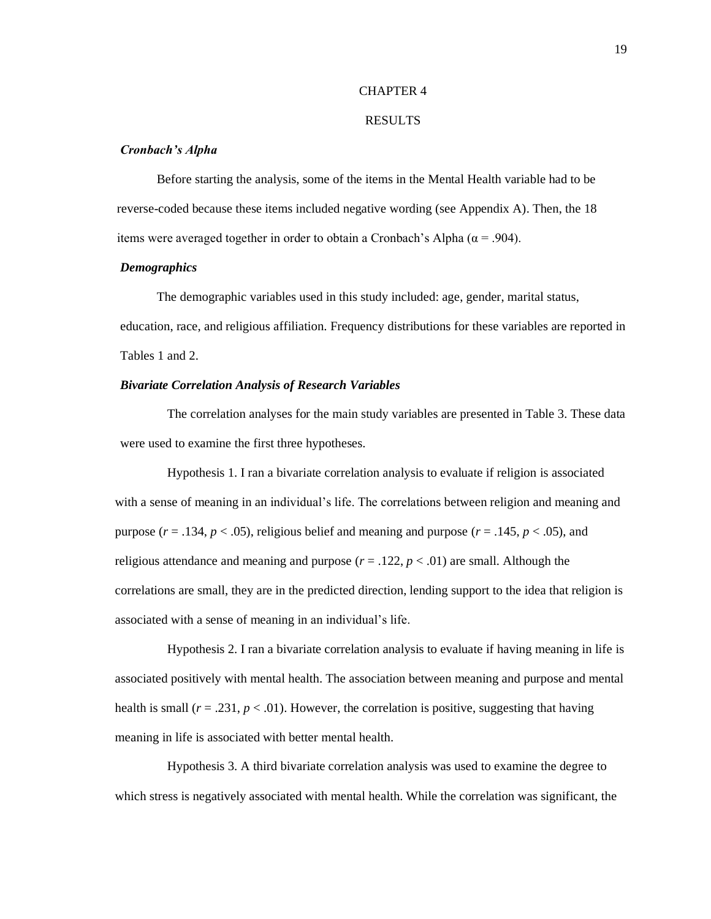# CHAPTER 4

# RESULTS

### *Cronbach's Alpha*

Before starting the analysis, some of the items in the Mental Health variable had to be reverse-coded because these items included negative wording (see Appendix A). Then, the 18 items were averaged together in order to obtain a Cronbach's Alpha ($\alpha = .904$).

### *Demographics*

The demographic variables used in this study included: age, gender, marital status, education, race, and religious affiliation. Frequency distributions for these variables are reported in Tables 1 and 2.

### *Bivariate Correlation Analysis of Research Variables*

The correlation analyses for the main study variables are presented in Table 3. These data were used to examine the first three hypotheses.

Hypothesis 1. I ran a bivariate correlation analysis to evaluate if religion is associated with a sense of meaning in an individual's life. The correlations between religion and meaning and purpose ($r = .134$, $p < .05$), religious belief and meaning and purpose ($r = .145$, $p < .05$), and religious attendance and meaning and purpose ($r = .122$, $p < .01$) are small. Although the correlations are small, they are in the predicted direction, lending support to the idea that religion is associated with a sense of meaning in an individual's life.

Hypothesis 2. I ran a bivariate correlation analysis to evaluate if having meaning in life is associated positively with mental health. The association between meaning and purpose and mental health is small ($r = .231$, $p < .01$). However, the correlation is positive, suggesting that having meaning in life is associated with better mental health.

Hypothesis 3. A third bivariate correlation analysis was used to examine the degree to which stress is negatively associated with mental health. While the correlation was significant, the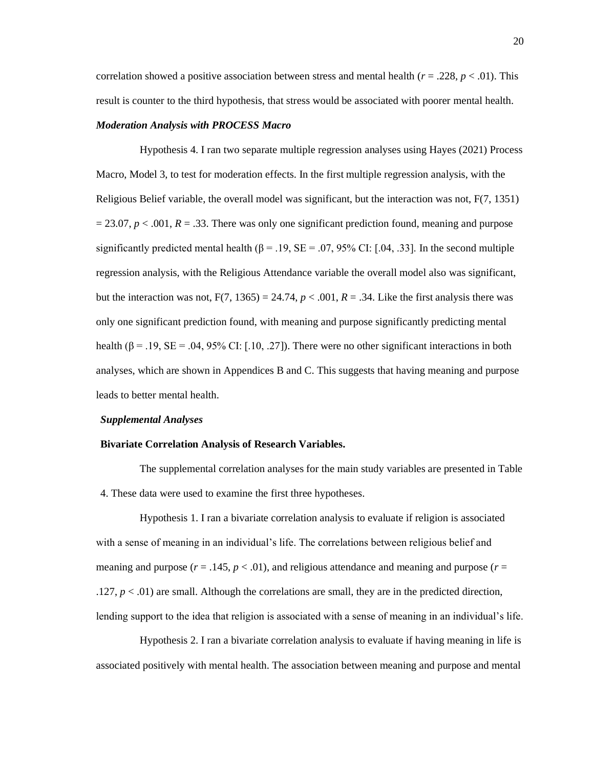correlation showed a positive association between stress and mental health ($r = .228$, $p < .01$). This result is counter to the third hypothesis, that stress would be associated with poorer mental health.

### *Moderation Analysis with PROCESS Macro*

Hypothesis 4. I ran two separate multiple regression analyses using Hayes (2021) Process Macro, Model 3, to test for moderation effects. In the first multiple regression analysis, with the Religious Belief variable, the overall model was significant, but the interaction was not, $F(7, 1351) = 23.07$, $p < .001$, $R = .33$. There was only one significant prediction found, meaning and purpose significantly predicted mental health ($\beta = .19$, $SE = .07$, 95% CI: [.04, .33]. In the second multiple regression analysis, with the Religious Attendance variable the overall model also was significant, but the interaction was not, $F(7, 1365) = 24.74$, $p < .001$, $R = .34$. Like the first analysis there was only one significant prediction found, with meaning and purpose significantly predicting mental health ($\beta = .19$, $SE = .04$, 95% CI: [.10, .27]). There were no other significant interactions in both analyses, which are shown in Appendices B and C. This suggests that having meaning and purpose leads to better mental health.

### *Supplemental Analyses*

**Bivariate Correlation Analysis of Research Variables.**

The supplemental correlation analyses for the main study variables are presented in Table 4. These data were used to examine the first three hypotheses.

Hypothesis 1. I ran a bivariate correlation analysis to evaluate if religion is associated with a sense of meaning in an individual's life. The correlations between religious belief and meaning and purpose ($r = .145$, $p < .01$), and religious attendance and meaning and purpose ($r = .127$, $p < .01$) are small. Although the correlations are small, they are in the predicted direction, lending support to the idea that religion is associated with a sense of meaning in an individual's life.

Hypothesis 2. I ran a bivariate correlation analysis to evaluate if having meaning in life is associated positively with mental health. The association between meaning and purpose and mental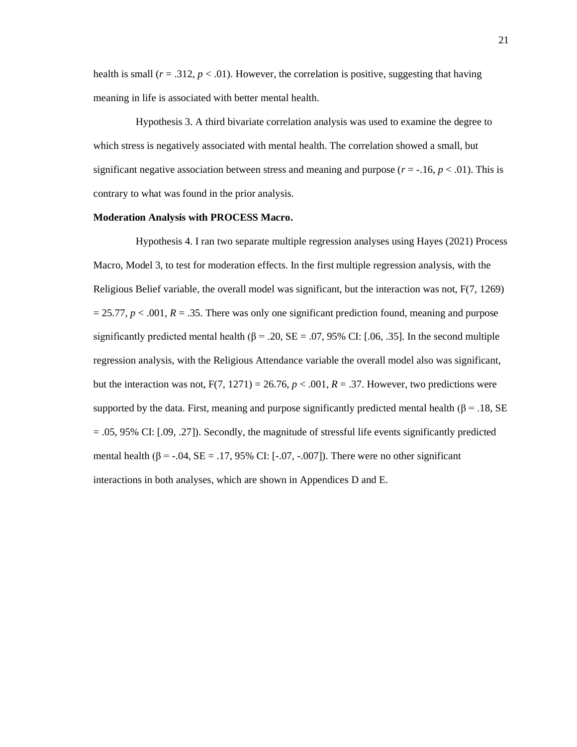health is small ($r = .312$, $p < .01$). However, the correlation is positive, suggesting that having meaning in life is associated with better mental health.

Hypothesis 3. A third bivariate correlation analysis was used to examine the degree to which stress is negatively associated with mental health. The correlation showed a small, but significant negative association between stress and meaning and purpose ($r = -.16$, $p < .01$). This is contrary to what was found in the prior analysis.

**Moderation Analysis with PROCESS Macro.**

Hypothesis 4. I ran two separate multiple regression analyses using Hayes (2021) Process Macro, Model 3, to test for moderation effects. In the first multiple regression analysis, with the Religious Belief variable, the overall model was significant, but the interaction was not, $F(7, 1269) = 25.77$, $p < .001$, $R = .35$. There was only one significant prediction found, meaning and purpose significantly predicted mental health ($\beta = .20$, SE = .07, 95% CI: [.06, .35]. In the second multiple regression analysis, with the Religious Attendance variable the overall model also was significant, but the interaction was not, $F(7, 1271) = 26.76$, $p < .001$, $R = .37$. However, two predictions were supported by the data. First, meaning and purpose significantly predicted mental health ($\beta = .18$, SE = .05, 95% CI: [.09, .27]). Secondly, the magnitude of stressful life events significantly predicted mental health ($\beta = -.04$, SE = .17, 95% CI: [-.07, -.007]). There were no other significant interactions in both analyses, which are shown in Appendices D and E.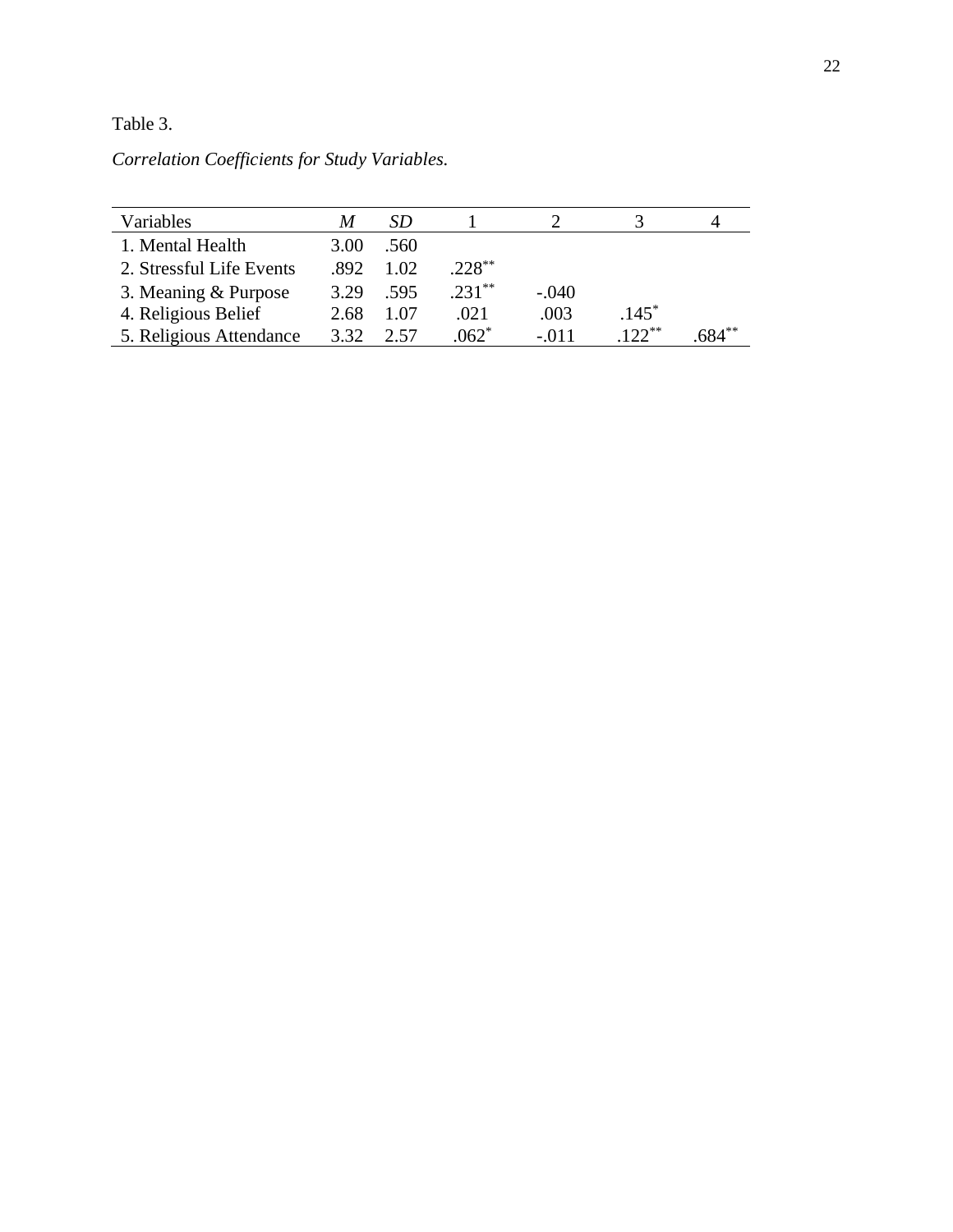Table 3.

*Correlation Coefficients for Study Variables.*

| Variables | *M* | *SD* | 1 | 2 | 3 | 4 |
|---|---|---|---|---|---|---|
| 1. Mental Health | 3.00 | .560 | | | | |
| 2. Stressful Life Events | .892 | 1.02 | .228** | | | |
| 3. Meaning & Purpose | 3.29 | .595 | .231** | -.040 | | |
| 4. Religious Belief | 2.68 | 1.07 | .021 | .003 | .145* | |
| 5. Religious Attendance | 3.32 | 2.57 | .062* | -.011 | .122** | .684** |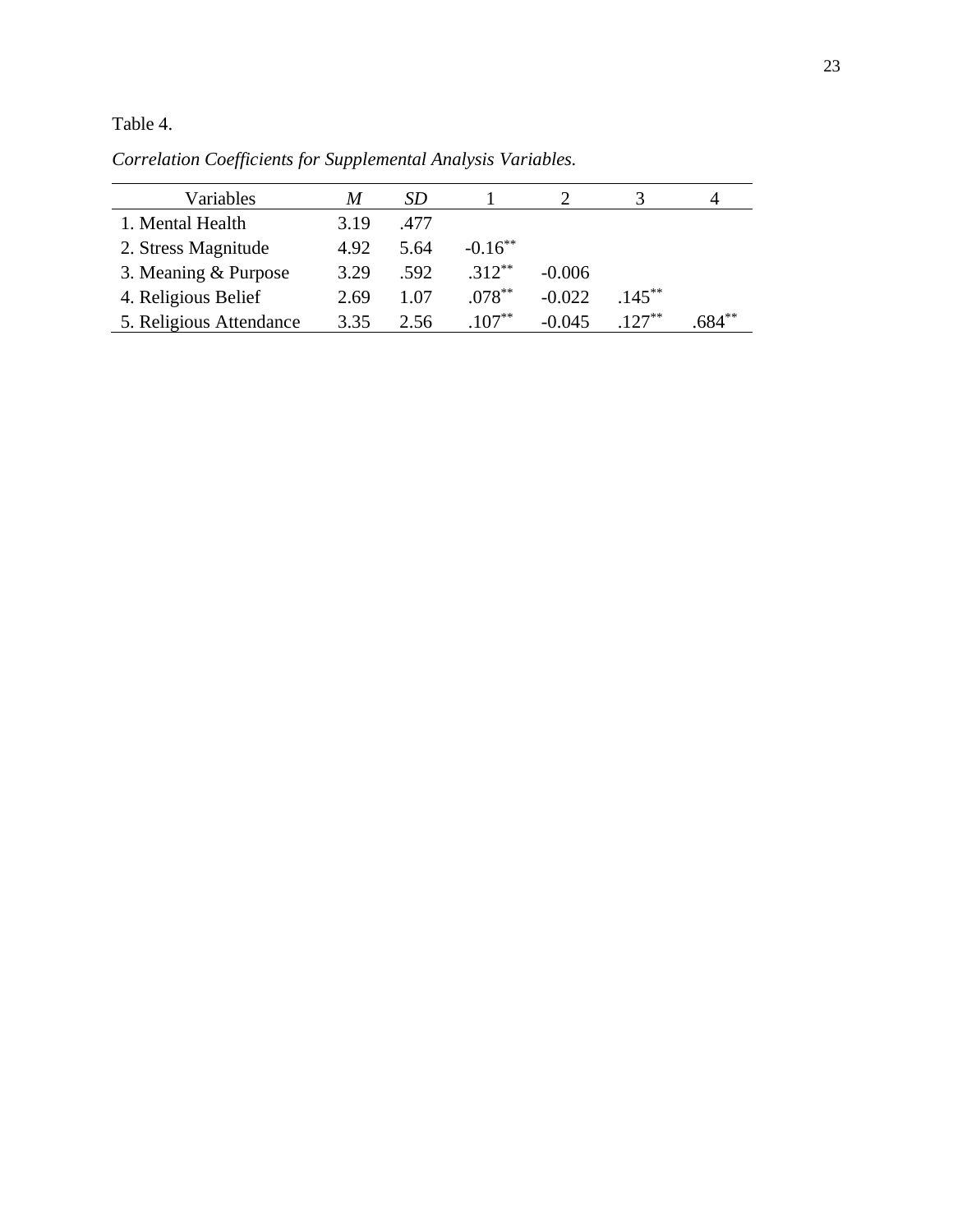Table 4.

*Correlation Coefficients for Supplemental Analysis Variables.*

| Variables | *M* | *SD* | 1 | 2 | 3 | 4 |
|---|---|---|---|---|---|---|
| 1. Mental Health | 3.19 | .477 | | | | |
| 2. Stress Magnitude | 4.92 | 5.64 | -0.16** | | | |
| 3. Meaning & Purpose | 3.29 | .592 | .312** | -0.006 | | |
| 4. Religious Belief | 2.69 | 1.07 | .078** | -0.022 | .145** | |
| 5. Religious Attendance | 3.35 | 2.56 | .107** | -0.045 | .127** | .684** |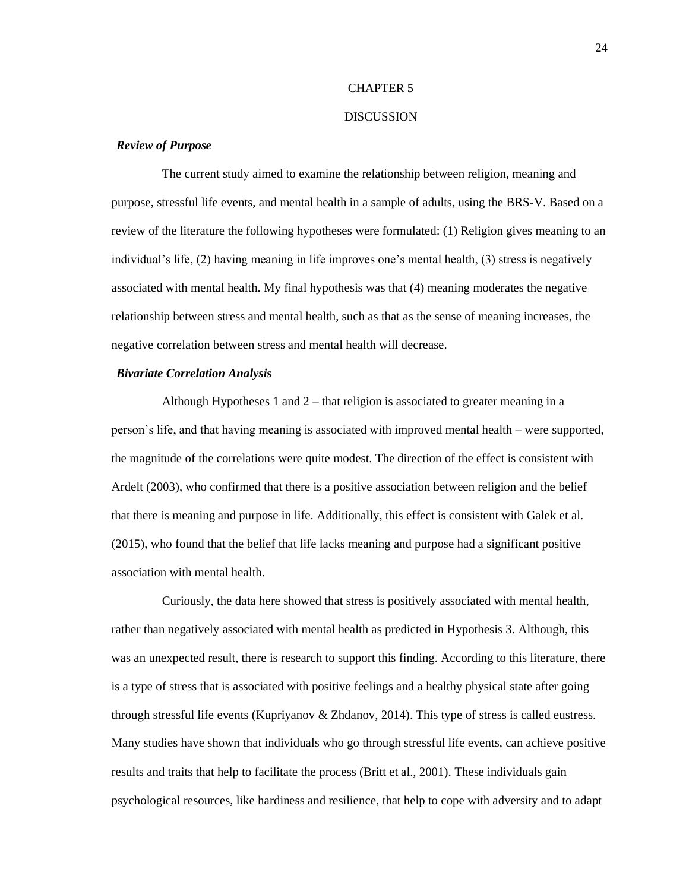# CHAPTER 5

# DISCUSSION

***Review of Purpose***

The current study aimed to examine the relationship between religion, meaning and purpose, stressful life events, and mental health in a sample of adults, using the BRS-V. Based on a review of the literature the following hypotheses were formulated: (1) Religion gives meaning to an individual's life, (2) having meaning in life improves one's mental health, (3) stress is negatively associated with mental health. My final hypothesis was that (4) meaning moderates the negative relationship between stress and mental health, such as that as the sense of meaning increases, the negative correlation between stress and mental health will decrease.

***Bivariate Correlation Analysis***

Although Hypotheses 1 and 2 – that religion is associated to greater meaning in a person's life, and that having meaning is associated with improved mental health – were supported, the magnitude of the correlations were quite modest. The direction of the effect is consistent with Ardelt (2003), who confirmed that there is a positive association between religion and the belief that there is meaning and purpose in life. Additionally, this effect is consistent with Galek et al. (2015), who found that the belief that life lacks meaning and purpose had a significant positive association with mental health.

Curiously, the data here showed that stress is positively associated with mental health, rather than negatively associated with mental health as predicted in Hypothesis 3. Although, this was an unexpected result, there is research to support this finding. According to this literature, there is a type of stress that is associated with positive feelings and a healthy physical state after going through stressful life events (Kupriyanov & Zhdanov, 2014). This type of stress is called eustress. Many studies have shown that individuals who go through stressful life events, can achieve positive results and traits that help to facilitate the process (Britt et al., 2001). These individuals gain psychological resources, like hardiness and resilience, that help to cope with adversity and to adapt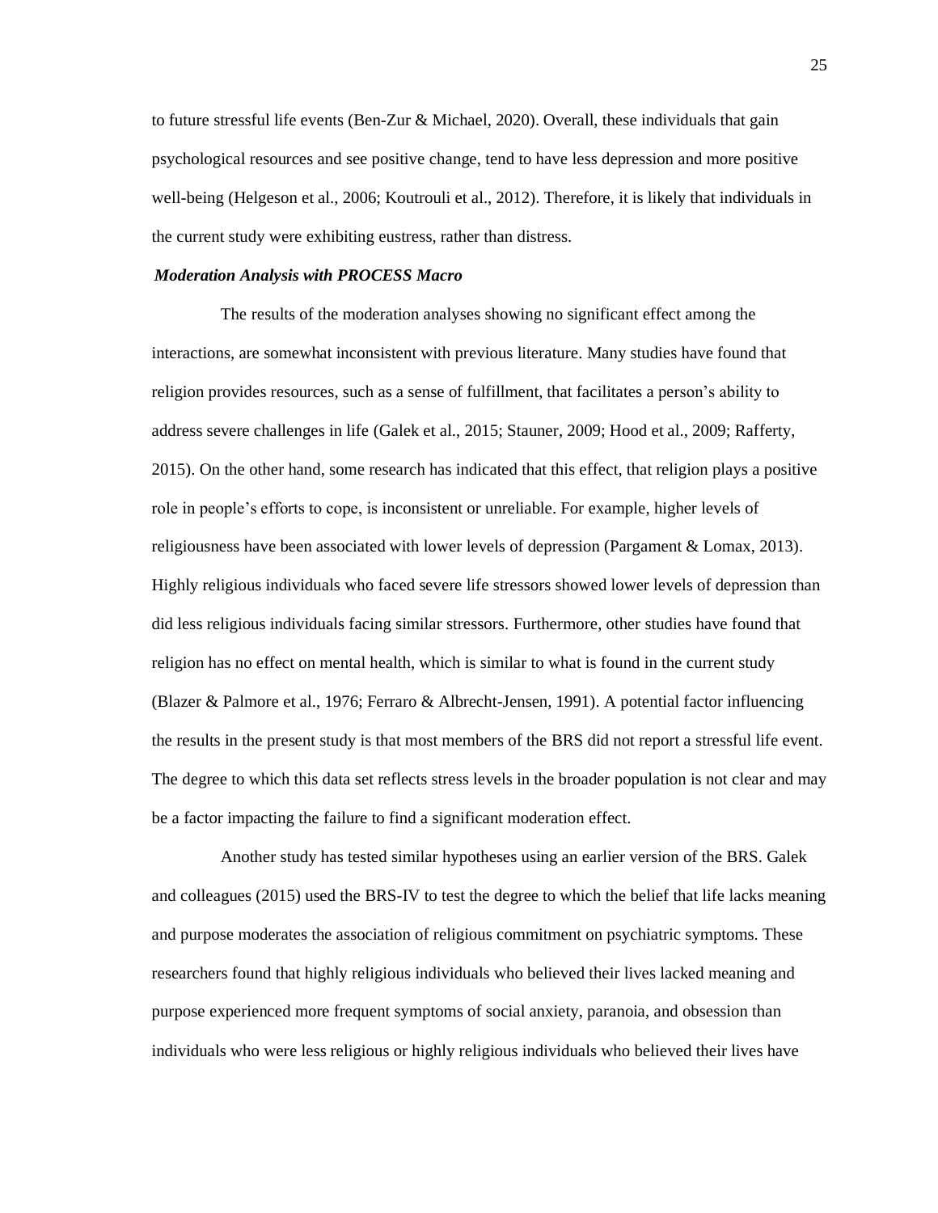to future stressful life events (Ben-Zur & Michael, 2020). Overall, these individuals that gain psychological resources and see positive change, tend to have less depression and more positive well-being (Helgeson et al., 2006; Koutrouli et al., 2012). Therefore, it is likely that individuals in the current study were exhibiting eustress, rather than distress.

***Moderation Analysis with PROCESS Macro***

The results of the moderation analyses showing no significant effect among the interactions, are somewhat inconsistent with previous literature. Many studies have found that religion provides resources, such as a sense of fulfillment, that facilitates a person's ability to address severe challenges in life (Galek et al., 2015; Stauner, 2009; Hood et al., 2009; Rafferty, 2015). On the other hand, some research has indicated that this effect, that religion plays a positive role in people's efforts to cope, is inconsistent or unreliable. For example, higher levels of religiousness have been associated with lower levels of depression (Pargament & Lomax, 2013). Highly religious individuals who faced severe life stressors showed lower levels of depression than did less religious individuals facing similar stressors. Furthermore, other studies have found that religion has no effect on mental health, which is similar to what is found in the current study (Blazer & Palmore et al., 1976; Ferraro & Albrecht-Jensen, 1991). A potential factor influencing the results in the present study is that most members of the BRS did not report a stressful life event. The degree to which this data set reflects stress levels in the broader population is not clear and may be a factor impacting the failure to find a significant moderation effect.

Another study has tested similar hypotheses using an earlier version of the BRS. Galek and colleagues (2015) used the BRS-IV to test the degree to which the belief that life lacks meaning and purpose moderates the association of religious commitment on psychiatric symptoms. These researchers found that highly religious individuals who believed their lives lacked meaning and purpose experienced more frequent symptoms of social anxiety, paranoia, and obsession than individuals who were less religious or highly religious individuals who believed their lives have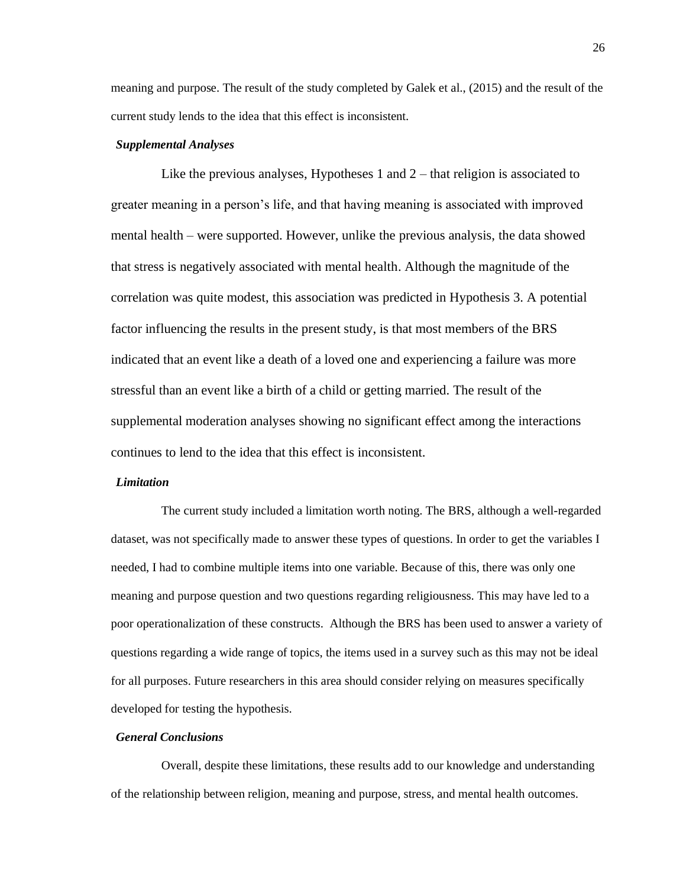meaning and purpose. The result of the study completed by Galek et al., (2015) and the result of the current study lends to the idea that this effect is inconsistent.

***Supplemental Analyses***

Like the previous analyses, Hypotheses 1 and 2 – that religion is associated to greater meaning in a person's life, and that having meaning is associated with improved mental health – were supported. However, unlike the previous analysis, the data showed that stress is negatively associated with mental health. Although the magnitude of the correlation was quite modest, this association was predicted in Hypothesis 3. A potential factor influencing the results in the present study, is that most members of the BRS indicated that an event like a death of a loved one and experiencing a failure was more stressful than an event like a birth of a child or getting married. The result of the supplemental moderation analyses showing no significant effect among the interactions continues to lend to the idea that this effect is inconsistent.

***Limitation***

The current study included a limitation worth noting. The BRS, although a well-regarded dataset, was not specifically made to answer these types of questions. In order to get the variables I needed, I had to combine multiple items into one variable. Because of this, there was only one meaning and purpose question and two questions regarding religiousness. This may have led to a poor operationalization of these constructs. Although the BRS has been used to answer a variety of questions regarding a wide range of topics, the items used in a survey such as this may not be ideal for all purposes. Future researchers in this area should consider relying on measures specifically developed for testing the hypothesis.

***General Conclusions***

Overall, despite these limitations, these results add to our knowledge and understanding of the relationship between religion, meaning and purpose, stress, and mental health outcomes.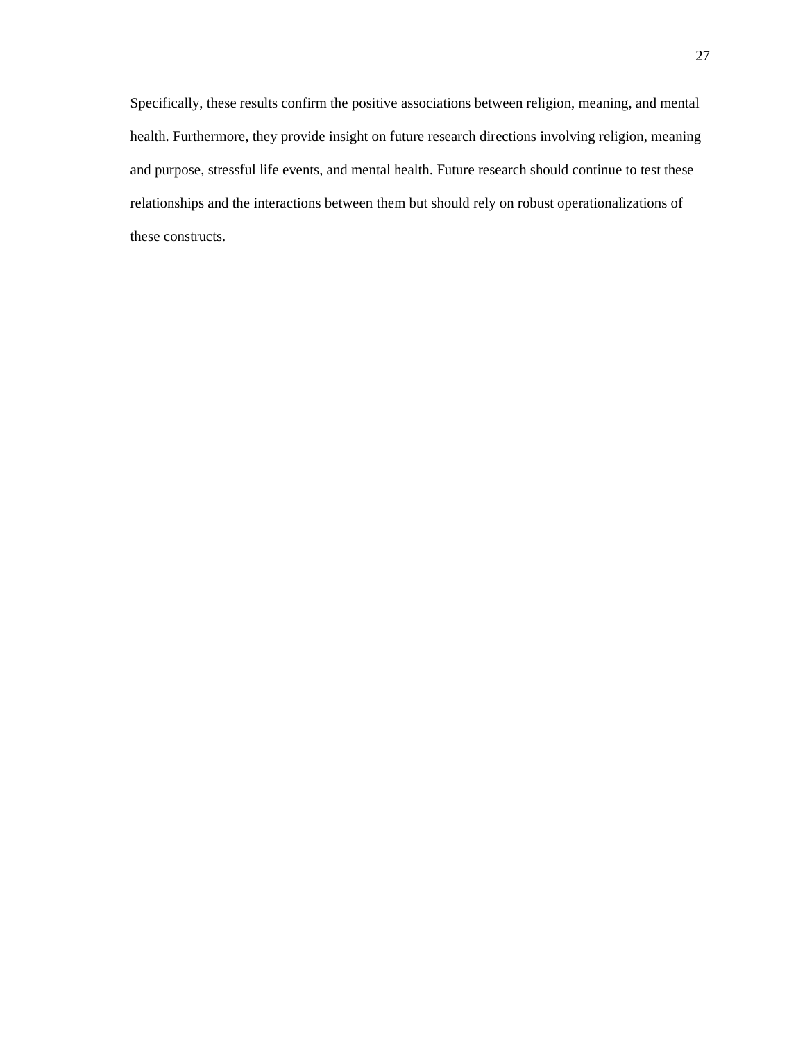Specifically, these results confirm the positive associations between religion, meaning, and mental health. Furthermore, they provide insight on future research directions involving religion, meaning and purpose, stressful life events, and mental health. Future research should continue to test these relationships and the interactions between them but should rely on robust operationalizations of these constructs.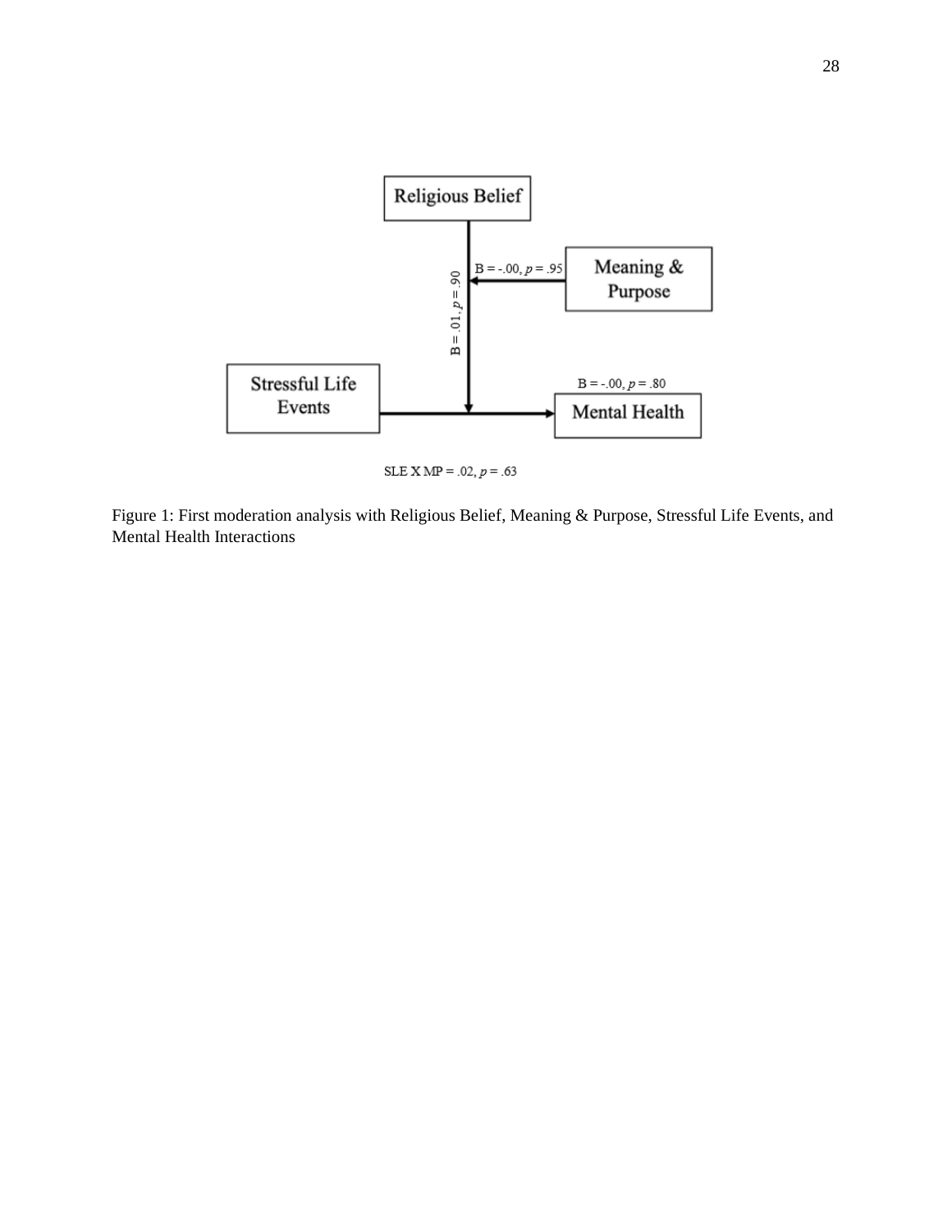Religious Belief

Meaning & Purpose

B = -.00, *p* = .95

B = .01, *p* = .90

Stressful Life Events

B = -.00, *p* = .80

Mental Health

SLE X MP = .02, *p* = .63

Figure 1: First moderation analysis with Religious Belief, Meaning & Purpose, Stressful Life Events, and Mental Health Interactions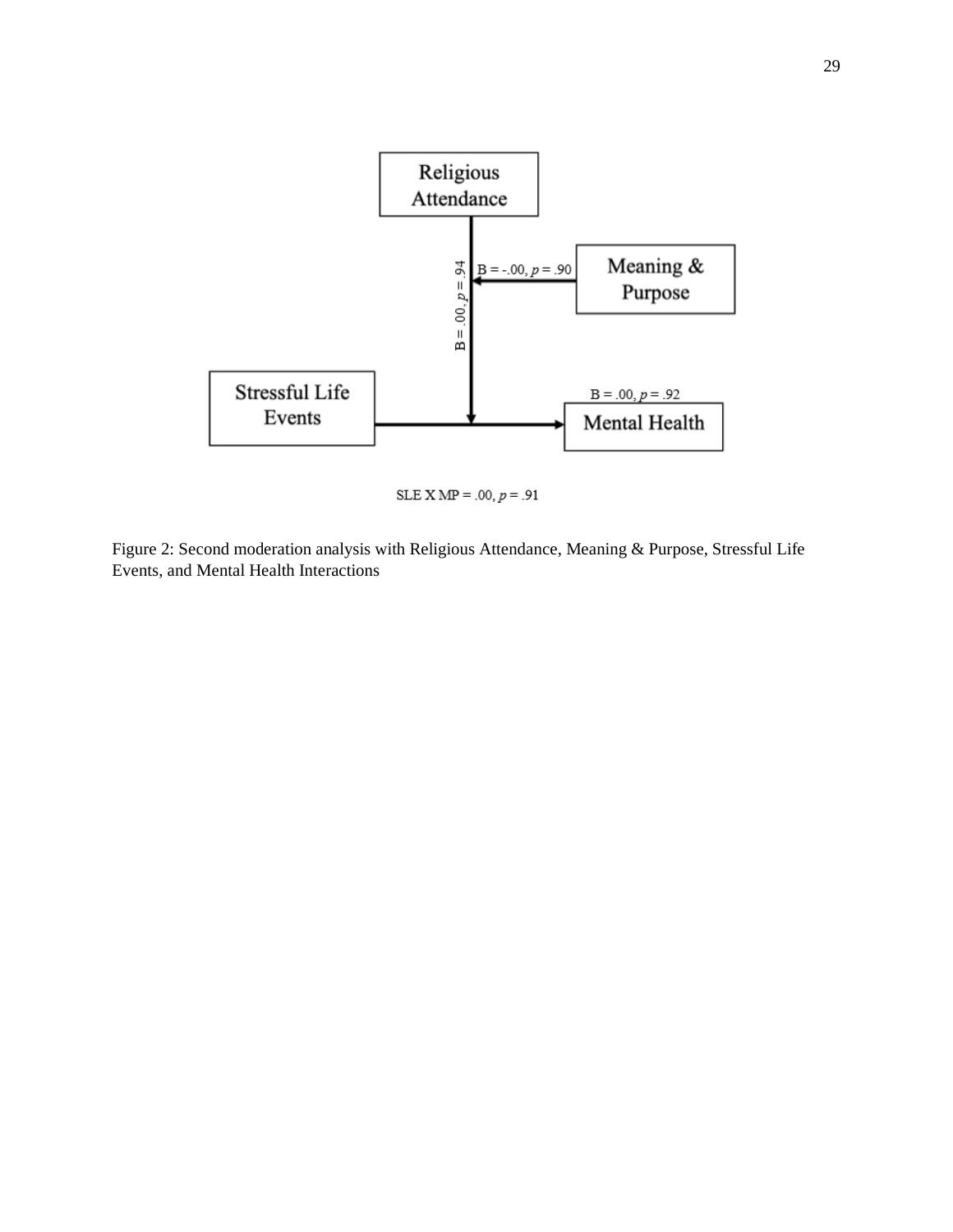Religious Attendance

Meaning & Purpose

$B = -.00, p = .90$

$B = .00, p = .94$

Stressful Life Events

Mental Health

$B = .00, p = .92$

SLE X MP = $.00, p = .91$

Figure 2: Second moderation analysis with Religious Attendance, Meaning & Purpose, Stressful Life Events, and Mental Health Interactions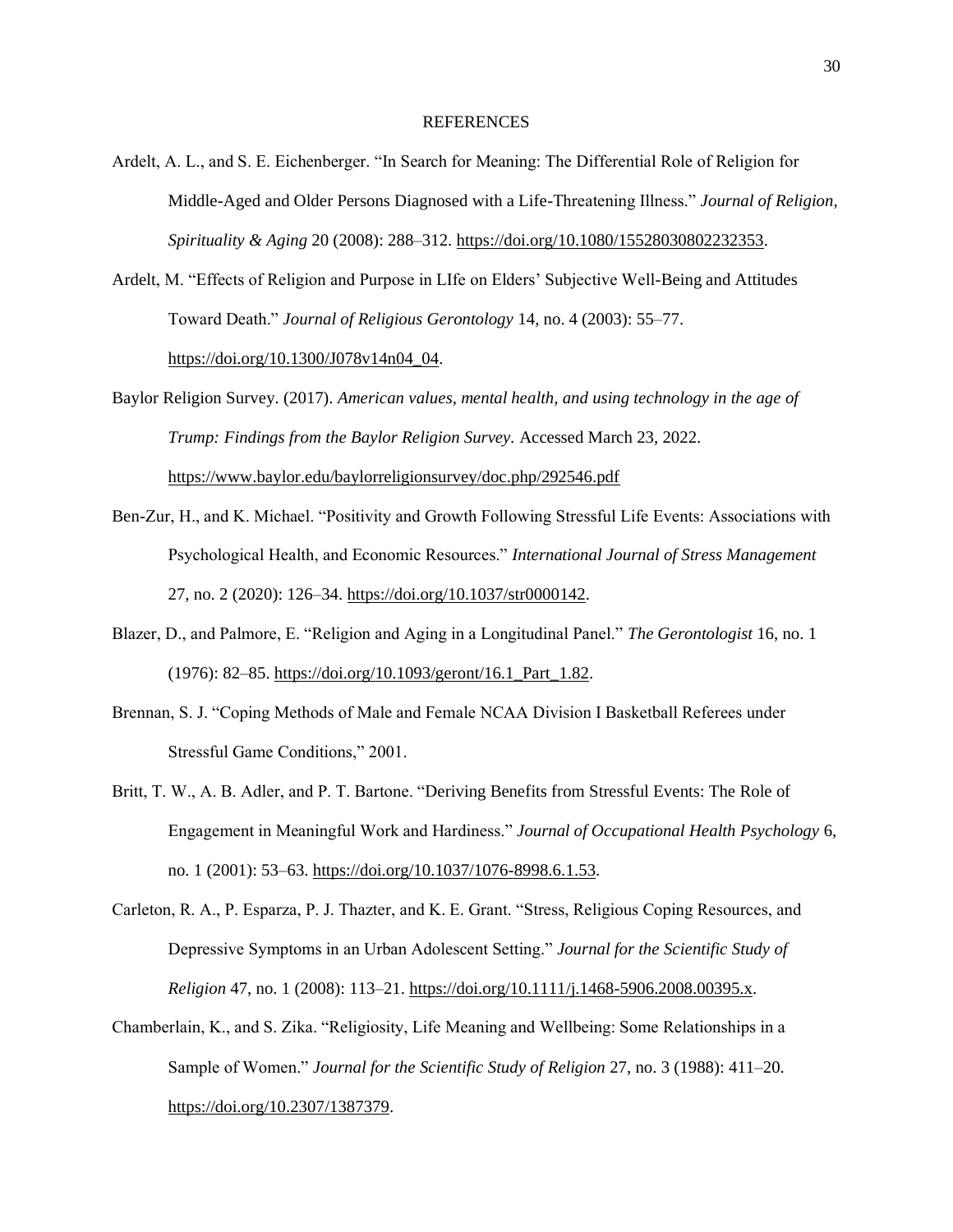# REFERENCES

Ardelt, A. L., and S. E. Eichenberger. "In Search for Meaning: The Differential Role of Religion for Middle-Aged and Older Persons Diagnosed with a Life-Threatening Illness." *Journal of Religion, Spirituality & Aging* 20 (2008): 288–312. https://doi.org/10.1080/15528030802232353.

Ardelt, M. "Effects of Religion and Purpose in LIfe on Elders' Subjective Well-Being and Attitudes Toward Death." *Journal of Religious Gerontology* 14, no. 4 (2003): 55–77. https://doi.org/10.1300/J078v14n04_04.

Baylor Religion Survey. (2017). *American values, mental health, and using technology in the age of Trump: Findings from the Baylor Religion Survey.* Accessed March 23, 2022. https://www.baylor.edu/baylorreligionsurvey/doc.php/292546.pdf

Ben-Zur, H., and K. Michael. "Positivity and Growth Following Stressful Life Events: Associations with Psychological Health, and Economic Resources." *International Journal of Stress Management* 27, no. 2 (2020): 126–34. https://doi.org/10.1037/str0000142.

Blazer, D., and Palmore, E. "Religion and Aging in a Longitudinal Panel." *The Gerontologist* 16, no. 1 (1976): 82–85. https://doi.org/10.1093/geront/16.1_Part_1.82.

Brennan, S. J. "Coping Methods of Male and Female NCAA Division I Basketball Referees under Stressful Game Conditions," 2001.

Britt, T. W., A. B. Adler, and P. T. Bartone. "Deriving Benefits from Stressful Events: The Role of Engagement in Meaningful Work and Hardiness." *Journal of Occupational Health Psychology* 6, no. 1 (2001): 53–63. https://doi.org/10.1037/1076-8998.6.1.53.

Carleton, R. A., P. Esparza, P. J. Thazter, and K. E. Grant. "Stress, Religious Coping Resources, and Depressive Symptoms in an Urban Adolescent Setting." *Journal for the Scientific Study of Religion* 47, no. 1 (2008): 113–21. https://doi.org/10.1111/j.1468-5906.2008.00395.x.

Chamberlain, K., and S. Zika. "Religiosity, Life Meaning and Wellbeing: Some Relationships in a Sample of Women." *Journal for the Scientific Study of Religion* 27, no. 3 (1988): 411–20. https://doi.org/10.2307/1387379.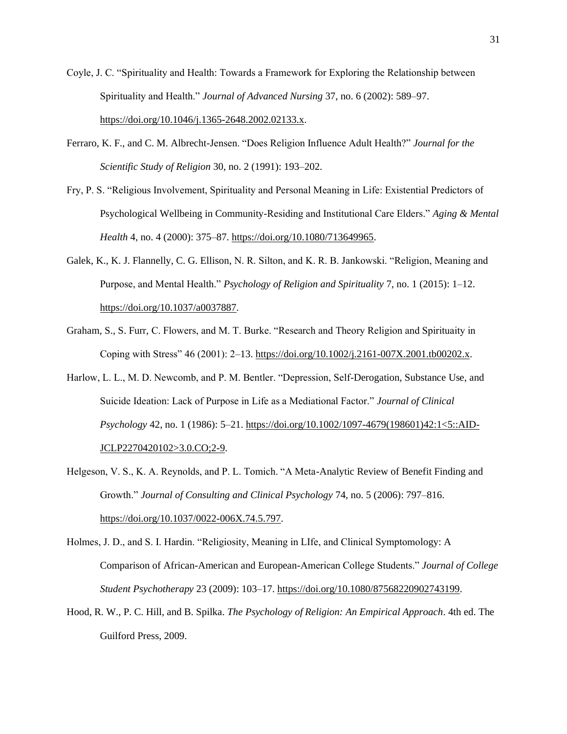Coyle, J. C. “Spirituality and Health: Towards a Framework for Exploring the Relationship between Spirituality and Health.” *Journal of Advanced Nursing* 37, no. 6 (2002): 589–97. https://doi.org/10.1046/j.1365-2648.2002.02133.x.

Ferraro, K. F., and C. M. Albrecht-Jensen. “Does Religion Influence Adult Health?” *Journal for the Scientific Study of Religion* 30, no. 2 (1991): 193–202.

Fry, P. S. “Religious Involvement, Spirituality and Personal Meaning in Life: Existential Predictors of Psychological Wellbeing in Community-Residing and Institutional Care Elders.” *Aging & Mental Health* 4, no. 4 (2000): 375–87. https://doi.org/10.1080/713649965.

Galek, K., K. J. Flannelly, C. G. Ellison, N. R. Silton, and K. R. B. Jankowski. “Religion, Meaning and Purpose, and Mental Health.” *Psychology of Religion and Spirituality* 7, no. 1 (2015): 1–12. https://doi.org/10.1037/a0037887.

Graham, S., S. Furr, C. Flowers, and M. T. Burke. “Research and Theory Religion and Spirituaity in Coping with Stress” 46 (2001): 2–13. https://doi.org/10.1002/j.2161-007X.2001.tb00202.x.

Harlow, L. L., M. D. Newcomb, and P. M. Bentler. “Depression, Self-Derogation, Substance Use, and Suicide Ideation: Lack of Purpose in Life as a Mediational Factor.” *Journal of Clinical Psychology* 42, no. 1 (1986): 5–21. https://doi.org/10.1002/1097-4679(198601)42:1<5::AID-JCLP2270420102>3.0.CO;2-9.

Helgeson, V. S., K. A. Reynolds, and P. L. Tomich. “A Meta-Analytic Review of Benefit Finding and Growth.” *Journal of Consulting and Clinical Psychology* 74, no. 5 (2006): 797–816. https://doi.org/10.1037/0022-006X.74.5.797.

Holmes, J. D., and S. I. Hardin. “Religiosity, Meaning in LIfe, and Clinical Symptomology: A Comparison of African-American and European-American College Students.” *Journal of College Student Psychotherapy* 23 (2009): 103–17. https://doi.org/10.1080/87568220902743199.

Hood, R. W., P. C. Hill, and B. Spilka. *The Psychology of Religion: An Empirical Approach*. 4th ed. The Guilford Press, 2009.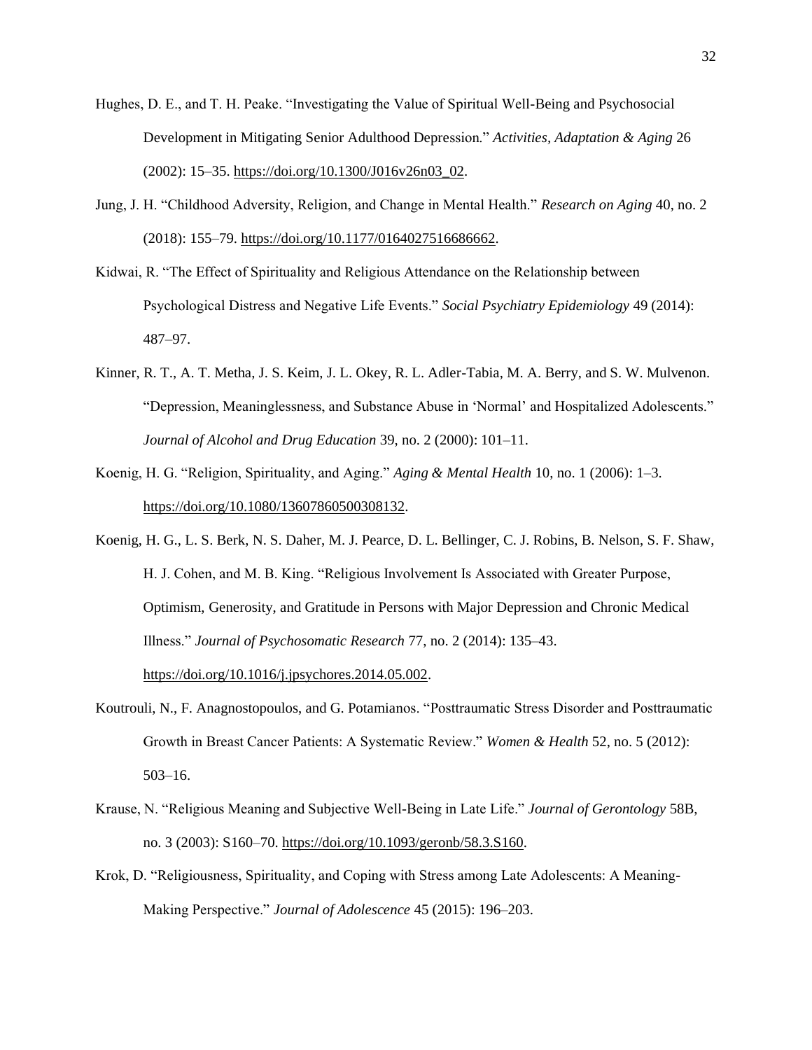Hughes, D. E., and T. H. Peake. "Investigating the Value of Spiritual Well-Being and Psychosocial Development in Mitigating Senior Adulthood Depression." *Activities, Adaptation & Aging* 26 (2002): 15–35. https://doi.org/10.1300/J016v26n03_02.

Jung, J. H. "Childhood Adversity, Religion, and Change in Mental Health." *Research on Aging* 40, no. 2 (2018): 155–79. https://doi.org/10.1177/0164027516686662.

Kidwai, R. "The Effect of Spirituality and Religious Attendance on the Relationship between Psychological Distress and Negative Life Events." *Social Psychiatry Epidemiology* 49 (2014): 487–97.

Kinner, R. T., A. T. Metha, J. S. Keim, J. L. Okey, R. L. Adler-Tabia, M. A. Berry, and S. W. Mulvenon. "Depression, Meaninglessness, and Substance Abuse in 'Normal' and Hospitalized Adolescents." *Journal of Alcohol and Drug Education* 39, no. 2 (2000): 101–11.

Koenig, H. G. "Religion, Spirituality, and Aging." *Aging & Mental Health* 10, no. 1 (2006): 1–3. https://doi.org/10.1080/13607860500308132.

Koenig, H. G., L. S. Berk, N. S. Daher, M. J. Pearce, D. L. Bellinger, C. J. Robins, B. Nelson, S. F. Shaw, H. J. Cohen, and M. B. King. "Religious Involvement Is Associated with Greater Purpose, Optimism, Generosity, and Gratitude in Persons with Major Depression and Chronic Medical Illness." *Journal of Psychosomatic Research* 77, no. 2 (2014): 135–43. https://doi.org/10.1016/j.jpsychores.2014.05.002.

Koutrouli, N., F. Anagnostopoulos, and G. Potamianos. "Posttraumatic Stress Disorder and Posttraumatic Growth in Breast Cancer Patients: A Systematic Review." *Women & Health* 52, no. 5 (2012): 503–16.

Krause, N. "Religious Meaning and Subjective Well-Being in Late Life." *Journal of Gerontology* 58B, no. 3 (2003): S160–70. https://doi.org/10.1093/geronb/58.3.S160.

Krok, D. "Religiousness, Spirituality, and Coping with Stress among Late Adolescents: A Meaning-Making Perspective." *Journal of Adolescence* 45 (2015): 196–203.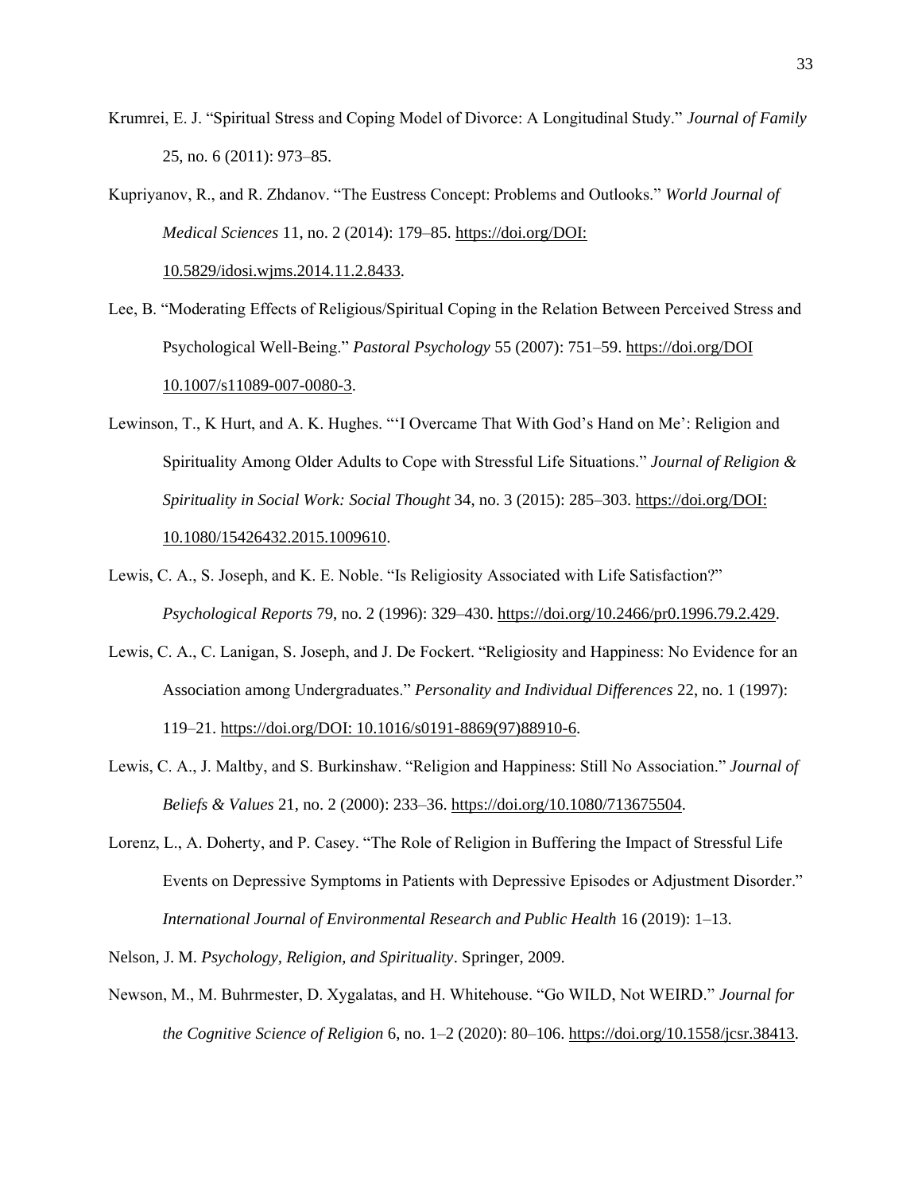Krumrei, E. J. “Spiritual Stress and Coping Model of Divorce: A Longitudinal Study.” *Journal of Family* 25, no. 6 (2011): 973–85.

Kupriyanov, R., and R. Zhdanov. “The Eustress Concept: Problems and Outlooks.” *World Journal of Medical Sciences* 11, no. 2 (2014): 179–85. https://doi.org/DOI: 10.5829/idosi.wjms.2014.11.2.8433.

Lee, B. “Moderating Effects of Religious/Spiritual Coping in the Relation Between Perceived Stress and Psychological Well-Being.” *Pastoral Psychology* 55 (2007): 751–59. https://doi.org/DOI 10.1007/s11089-007-0080-3.

Lewinson, T., K Hurt, and A. K. Hughes. “‘I Overcame That With God’s Hand on Me’: Religion and Spirituality Among Older Adults to Cope with Stressful Life Situations.” *Journal of Religion & Spirituality in Social Work: Social Thought* 34, no. 3 (2015): 285–303. https://doi.org/DOI: 10.1080/15426432.2015.1009610.

Lewis, C. A., S. Joseph, and K. E. Noble. “Is Religiosity Associated with Life Satisfaction?” *Psychological Reports* 79, no. 2 (1996): 329–430. https://doi.org/10.2466/pr0.1996.79.2.429.

Lewis, C. A., C. Lanigan, S. Joseph, and J. De Fockert. “Religiosity and Happiness: No Evidence for an Association among Undergraduates.” *Personality and Individual Differences* 22, no. 1 (1997): 119–21. https://doi.org/DOI: 10.1016/s0191-8869(97)88910-6.

Lewis, C. A., J. Maltby, and S. Burkinshaw. “Religion and Happiness: Still No Association.” *Journal of Beliefs & Values* 21, no. 2 (2000): 233–36. https://doi.org/10.1080/713675504.

Lorenz, L., A. Doherty, and P. Casey. “The Role of Religion in Buffering the Impact of Stressful Life Events on Depressive Symptoms in Patients with Depressive Episodes or Adjustment Disorder.” *International Journal of Environmental Research and Public Health* 16 (2019): 1–13.

Nelson, J. M. *Psychology, Religion, and Spirituality*. Springer, 2009.

Newson, M., M. Buhrmester, D. Xygalatas, and H. Whitehouse. “Go WILD, Not WEIRD.” *Journal for the Cognitive Science of Religion* 6, no. 1–2 (2020): 80–106. https://doi.org/10.1558/jcsr.38413.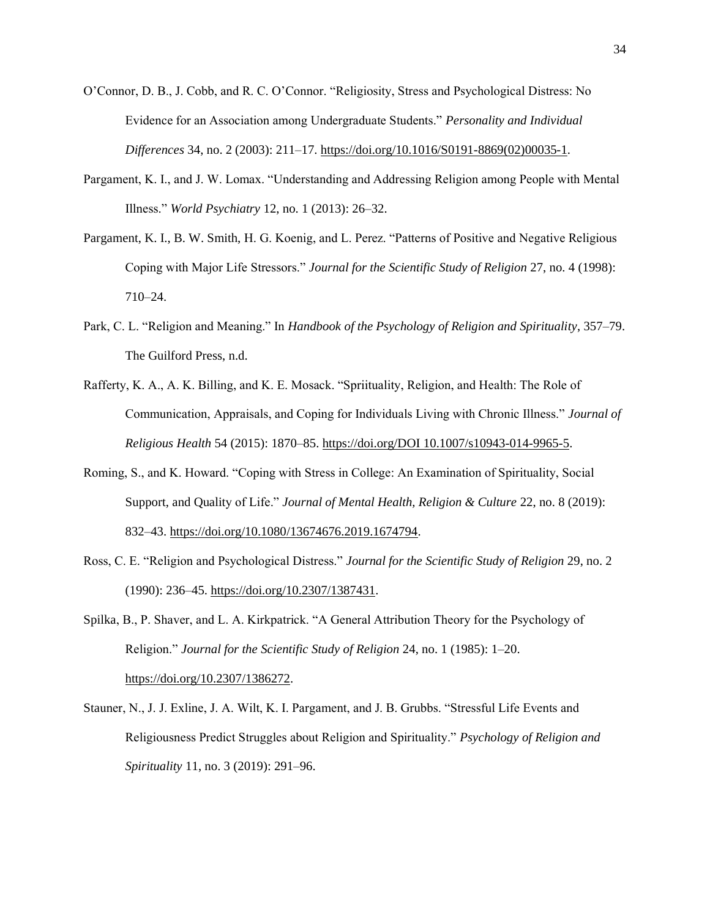O'Connor, D. B., J. Cobb, and R. C. O'Connor. "Religiosity, Stress and Psychological Distress: No Evidence for an Association among Undergraduate Students." *Personality and Individual Differences* 34, no. 2 (2003): 211–17. https://doi.org/10.1016/S0191-8869(02)00035-1.

Pargament, K. I., and J. W. Lomax. "Understanding and Addressing Religion among People with Mental Illness." *World Psychiatry* 12, no. 1 (2013): 26–32.

Pargament, K. I., B. W. Smith, H. G. Koenig, and L. Perez. "Patterns of Positive and Negative Religious Coping with Major Life Stressors." *Journal for the Scientific Study of Religion* 27, no. 4 (1998): 710–24.

Park, C. L. "Religion and Meaning." In *Handbook of the Psychology of Religion and Spirituality*, 357–79. The Guilford Press, n.d.

Rafferty, K. A., A. K. Billing, and K. E. Mosack. "Spriituality, Religion, and Health: The Role of Communication, Appraisals, and Coping for Individuals Living with Chronic Illness." *Journal of Religious Health* 54 (2015): 1870–85. https://doi.org/DOI 10.1007/s10943-014-9965-5.

Roming, S., and K. Howard. "Coping with Stress in College: An Examination of Spirituality, Social Support, and Quality of Life." *Journal of Mental Health, Religion & Culture* 22, no. 8 (2019): 832–43. https://doi.org/10.1080/13674676.2019.1674794.

Ross, C. E. "Religion and Psychological Distress." *Journal for the Scientific Study of Religion* 29, no. 2 (1990): 236–45. https://doi.org/10.2307/1387431.

Spilka, B., P. Shaver, and L. A. Kirkpatrick. "A General Attribution Theory for the Psychology of Religion." *Journal for the Scientific Study of Religion* 24, no. 1 (1985): 1–20. https://doi.org/10.2307/1386272.

Stauner, N., J. J. Exline, J. A. Wilt, K. I. Pargament, and J. B. Grubbs. "Stressful Life Events and Religiousness Predict Struggles about Religion and Spirituality." *Psychology of Religion and Spirituality* 11, no. 3 (2019): 291–96.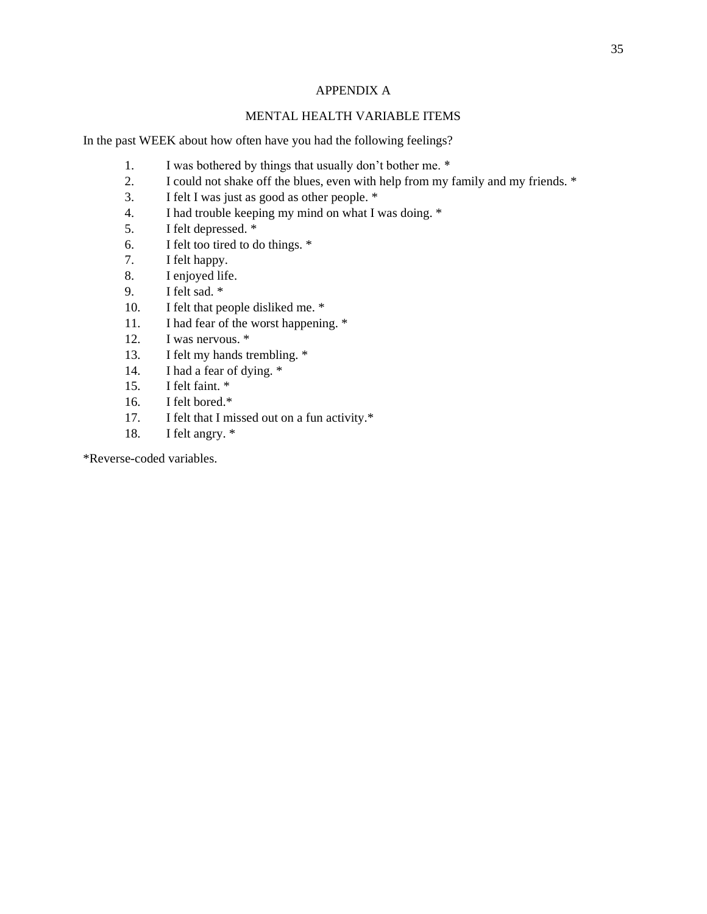# APPENDIX A

## MENTAL HEALTH VARIABLE ITEMS

In the past WEEK about how often have you had the following feelings?

1. I was bothered by things that usually don't bother me. *
2. I could not shake off the blues, even with help from my family and my friends. *
3. I felt I was just as good as other people. *
4. I had trouble keeping my mind on what I was doing. *
5. I felt depressed. *
6. I felt too tired to do things. *
7. I felt happy.
8. I enjoyed life.
9. I felt sad. *
10. I felt that people disliked me. *
11. I had fear of the worst happening. *
12. I was nervous. *
13. I felt my hands trembling. *
14. I had a fear of dying. *
15. I felt faint. *
16. I felt bored.*
17. I felt that I missed out on a fun activity.*
18. I felt angry. *

*Reverse-coded variables.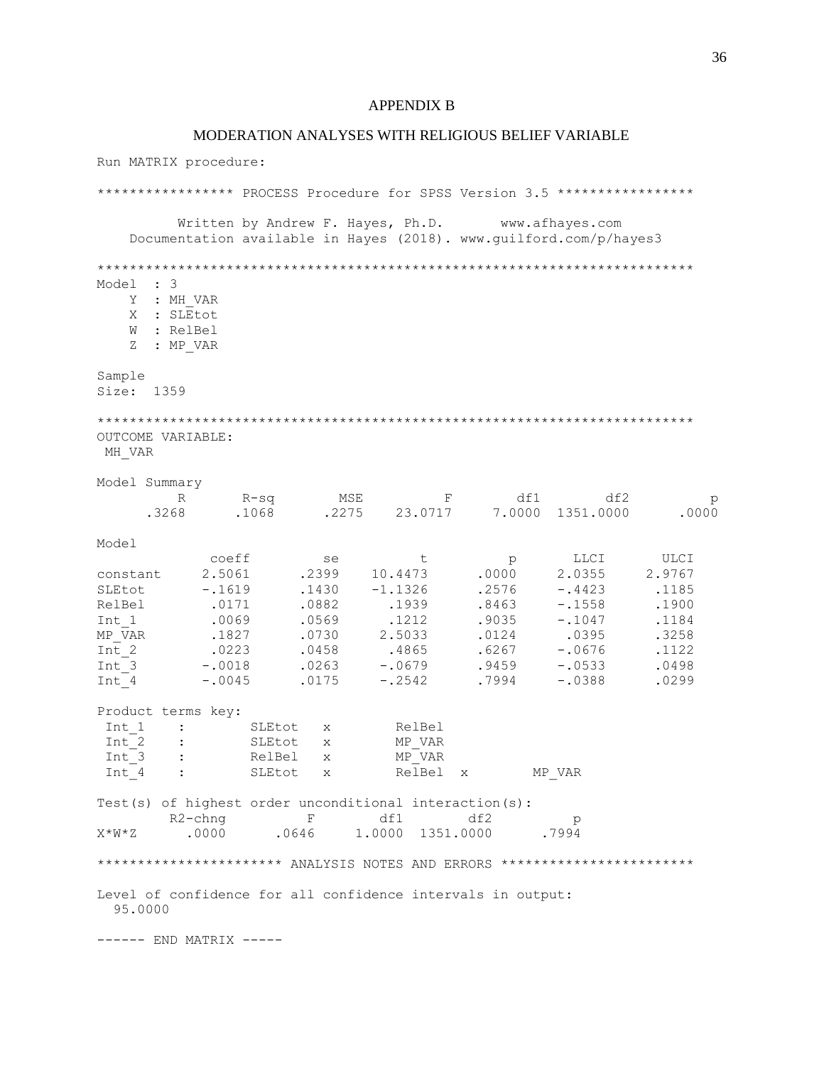# APPENDIX B

## MODERATION ANALYSES WITH RELIGIOUS BELIEF VARIABLE

```
Run MATRIX procedure:

***************** PROCESS Procedure for SPSS Version 3.5 *****************

          Written by Andrew F. Hayes, Ph.D.       www.afhayes.com
    Documentation available in Hayes (2018). www.guilford.com/p/hayes3

**************************************************************************
Model  : 3
    Y  : MH_VAR
    X  : SLEtot
    W  : RelBel
    Z  : MP_VAR

Sample
Size:  1359

**************************************************************************
OUTCOME VARIABLE:
 MH_VAR

Model Summary
          R       R-sq        MSE          F        df1        df2          p
      .3268      .1068      .2275    23.0717     7.0000  1351.0000      .0000

Model
              coeff         se          t          p       LLCI       ULCI
constant     2.5061      .2399    10.4473      .0000     2.0355     2.9767
SLEtot       -.1619      .1430    -1.1326      .2576     -.4423      .1185
RelBel        .0171      .0882      .1939      .8463     -.1558      .1900
Int_1         .0069      .0569      .1212      .9035     -.1047      .1184
MP_VAR        .1827      .0730     2.5033      .0124      .0395      .3258
Int_2         .0223      .0458      .4865      .6267     -.0676      .1122
Int_3        -.0018      .0263     -.0679      .9459     -.0533      .0498
Int_4        -.0045      .0175     -.2542      .7994     -.0388      .0299

Product terms key:
 Int_1    :        SLEtot   x        RelBel
 Int_2    :        SLEtot   x        MP_VAR
 Int_3    :        RelBel   x        MP_VAR
 Int_4    :        SLEtot   x        RelBel  x        MP_VAR

Test(s) of highest order unconditional interaction(s):
       R2-chng          F        df1        df2          p
X*W*Z      .0000      .0646     1.0000  1351.0000      .7994

********************** ANALYSIS NOTES AND ERRORS ************************

Level of confidence for all confidence intervals in output:
  95.0000

------ END MATRIX -----
```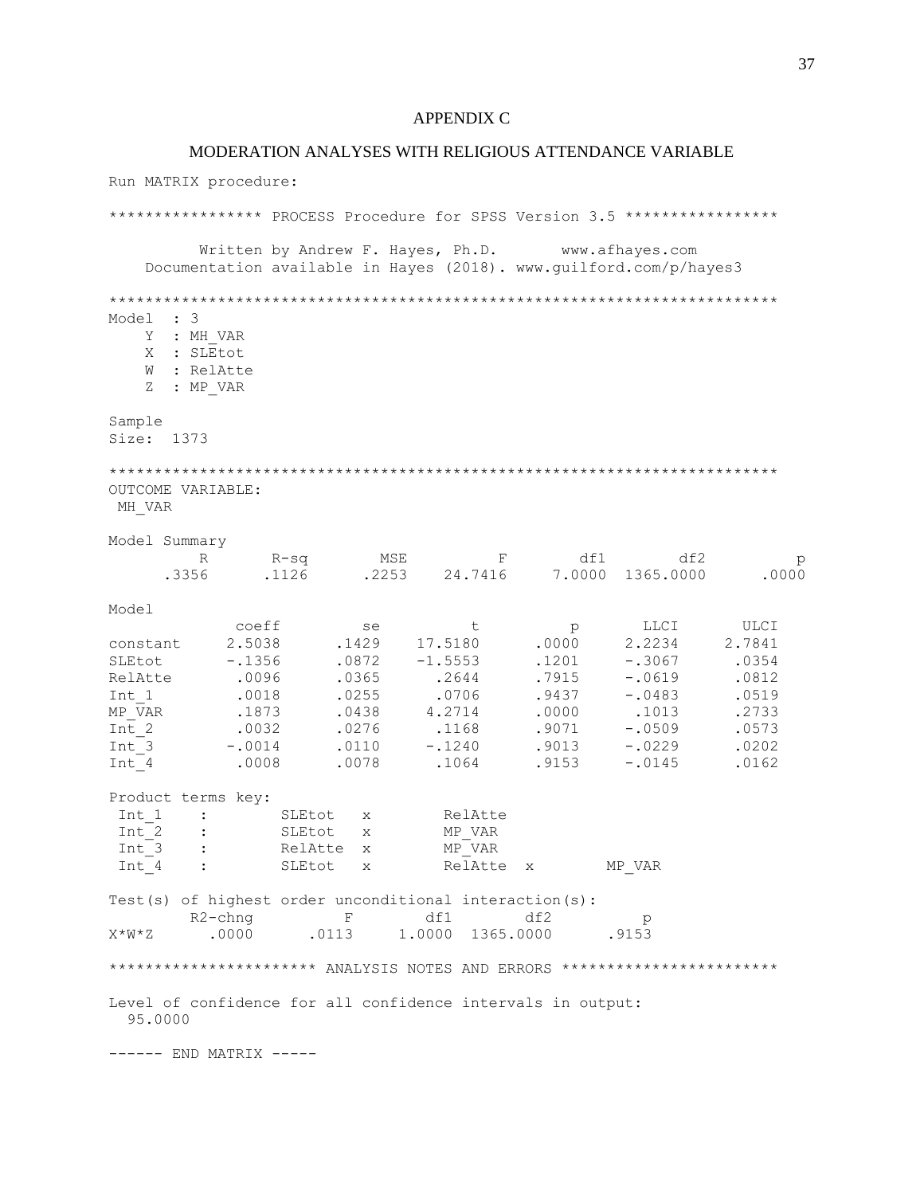# APPENDIX C

## MODERATION ANALYSES WITH RELIGIOUS ATTENDANCE VARIABLE

```
Run MATRIX procedure:

***************** PROCESS Procedure for SPSS Version 3.5 *****************

          Written by Andrew F. Hayes, Ph.D.       www.afhayes.com
    Documentation available in Hayes (2018). www.guilford.com/p/hayes3

**************************************************************************
Model  : 3
    Y  : MH_VAR
    X  : SLEtot
    W  : RelAtte
    Z  : MP_VAR

Sample
Size:  1373

**************************************************************************
OUTCOME VARIABLE:
 MH_VAR

Model Summary
          R       R-sq        MSE          F        df1        df2          p
      .3356      .1126      .2253    24.7416     7.0000  1365.0000      .0000

Model
              coeff         se          t          p       LLCI       ULCI
constant     2.5038      .1429    17.5180      .0000     2.2234     2.7841
SLEtot       -.1356      .0872    -1.5553      .1201     -.3067      .0354
RelAtte       .0096      .0365      .2644      .7915     -.0619      .0812
Int_1         .0018      .0255      .0706      .9437     -.0483      .0519
MP_VAR        .1873      .0438     4.2714      .0000      .1013      .2733
Int_2         .0032      .0276      .1168      .9071     -.0509      .0573
Int_3        -.0014      .0110     -.1240      .9013     -.0229      .0202
Int_4         .0008      .0078      .1064      .9153     -.0145      .0162

Product terms key:
 Int_1    :        SLEtot   x        RelAtte
 Int_2    :        SLEtot   x        MP_VAR
 Int_3    :        RelAtte  x        MP_VAR
 Int_4    :        SLEtot   x        RelAtte  x        MP_VAR

Test(s) of highest order unconditional interaction(s):
       R2-chng          F        df1        df2          p
X*W*Z      .0000      .0113     1.0000  1365.0000      .9153

********************** ANALYSIS NOTES AND ERRORS ************************

Level of confidence for all confidence intervals in output:
  95.0000

------ END MATRIX -----
```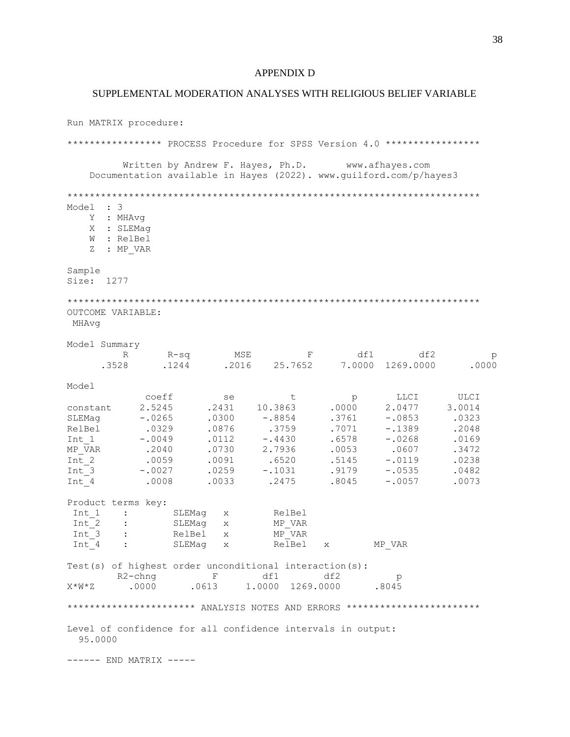# APPENDIX D

## SUPPLEMENTAL MODERATION ANALYSES WITH RELIGIOUS BELIEF VARIABLE

```
Run MATRIX procedure:

***************** PROCESS Procedure for SPSS Version 4.0 *****************

          Written by Andrew F. Hayes, Ph.D.       www.afhayes.com
    Documentation available in Hayes (2022). www.guilford.com/p/hayes3

**************************************************************************
Model  : 3
    Y  : MHAvg
    X  : SLEMag
    W  : RelBel
    Z  : MP_VAR

Sample
Size:  1277

**************************************************************************
OUTCOME VARIABLE:
 MHAvg

Model Summary
          R       R-sq        MSE          F        df1        df2          p
      .3528      .1244      .2016    25.7652     7.0000  1269.0000      .0000

Model
              coeff         se          t          p       LLCI       ULCI
constant     2.5245      .2431    10.3863      .0000     2.0477     3.0014
SLEMag       -.0265      .0300     -.8854      .3761     -.0853      .0323
RelBel        .0329      .0876      .3759      .7071     -.1389      .2048
Int_1        -.0049      .0112     -.4430      .6578     -.0268      .0169
MP_VAR        .2040      .0730     2.7936      .0053      .0607      .3472
Int_2         .0059      .0091      .6520      .5145     -.0119      .0238
Int_3        -.0027      .0259     -.1031      .9179     -.0535      .0482
Int_4         .0008      .0033      .2475      .8045     -.0057      .0073

Product terms key:
 Int_1    :        SLEMag   x        RelBel
 Int_2    :        SLEMag   x        MP_VAR
 Int_3    :        RelBel   x        MP_VAR
 Int_4    :        SLEMag   x        RelBel   x        MP_VAR

Test(s) of highest order unconditional interaction(s):
       R2-chng          F        df1        df2          p
X*W*Z      .0000      .0613     1.0000  1269.0000      .8045

********************** ANALYSIS NOTES AND ERRORS ************************

Level of confidence for all confidence intervals in output:
  95.0000

------ END MATRIX -----
```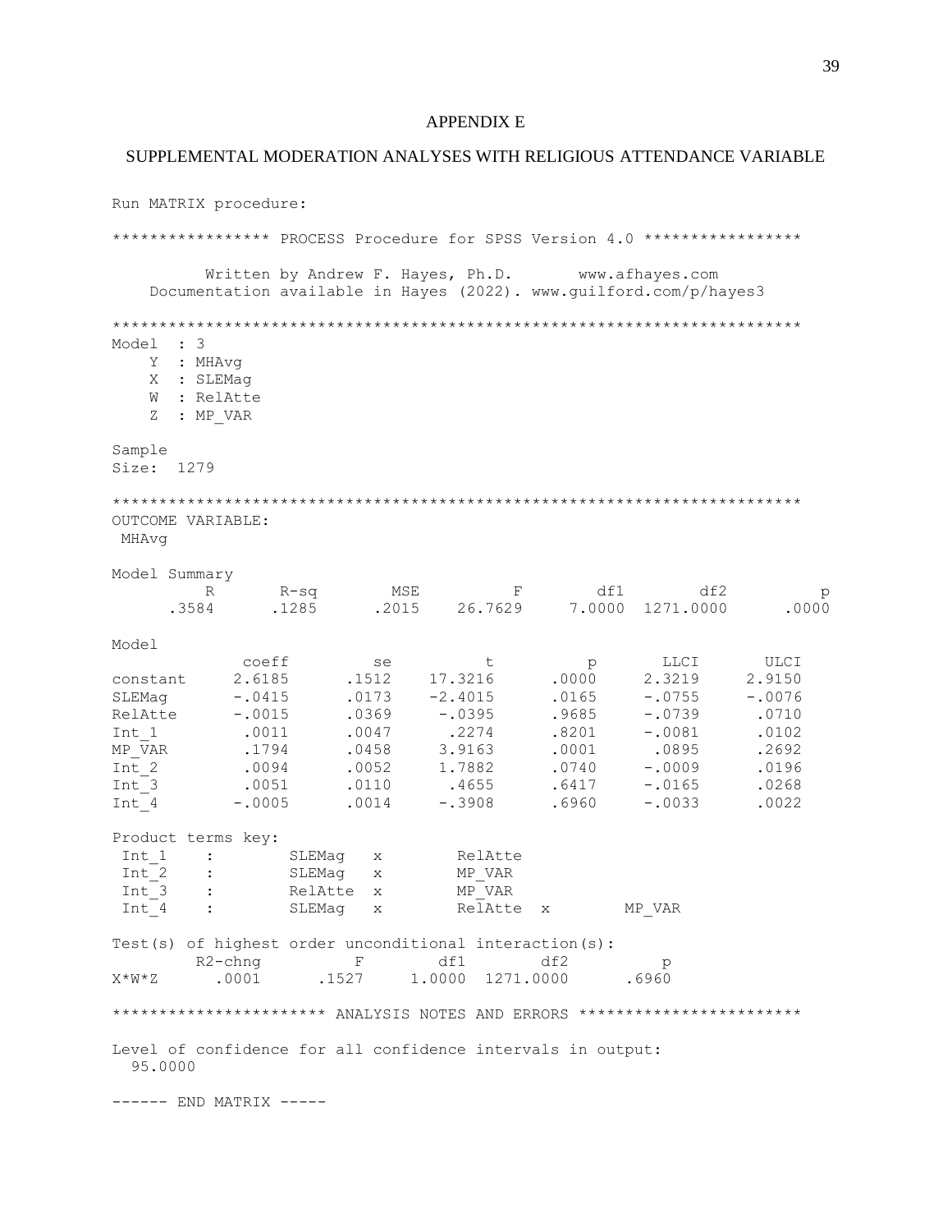# APPENDIX E

## SUPPLEMENTAL MODERATION ANALYSES WITH RELIGIOUS ATTENDANCE VARIABLE

```
Run MATRIX procedure:

***************** PROCESS Procedure for SPSS Version 4.0 *****************

          Written by Andrew F. Hayes, Ph.D.       www.afhayes.com
    Documentation available in Hayes (2022). www.guilford.com/p/hayes3

**************************************************************************
Model  : 3
    Y  : MHAvg
    X  : SLEMag
    W  : RelAtte
    Z  : MP_VAR

Sample
Size:  1279

**************************************************************************
OUTCOME VARIABLE:
 MHAvg

Model Summary
          R       R-sq        MSE          F        df1        df2          p
      .3584      .1285      .2015    26.7629     7.0000  1271.0000      .0000

Model
              coeff         se          t          p       LLCI       ULCI
constant     2.6185      .1512    17.3216      .0000     2.3219     2.9150
SLEMag       -.0415      .0173    -2.4015      .0165     -.0755     -.0076
RelAtte      -.0015      .0369     -.0395      .9685     -.0739      .0710
Int_1         .0011      .0047      .2274      .8201     -.0081      .0102
MP_VAR        .1794      .0458     3.9163      .0001      .0895      .2692
Int_2         .0094      .0052     1.7882      .0740     -.0009      .0196
Int_3         .0051      .0110      .4655      .6417     -.0165      .0268
Int_4        -.0005      .0014     -.3908      .6960     -.0033      .0022

Product terms key:
 Int_1    :        SLEMag   x        RelAtte
 Int_2    :        SLEMag   x        MP_VAR
 Int_3    :        RelAtte  x        MP_VAR
 Int_4    :        SLEMag   x        RelAtte  x        MP_VAR

Test(s) of highest order unconditional interaction(s):
       R2-chng          F        df1        df2          p
X*W*Z      .0001      .1527     1.0000  1271.0000      .6960

********************** ANALYSIS NOTES AND ERRORS ************************

Level of confidence for all confidence intervals in output:
  95.0000

------ END MATRIX -----
```